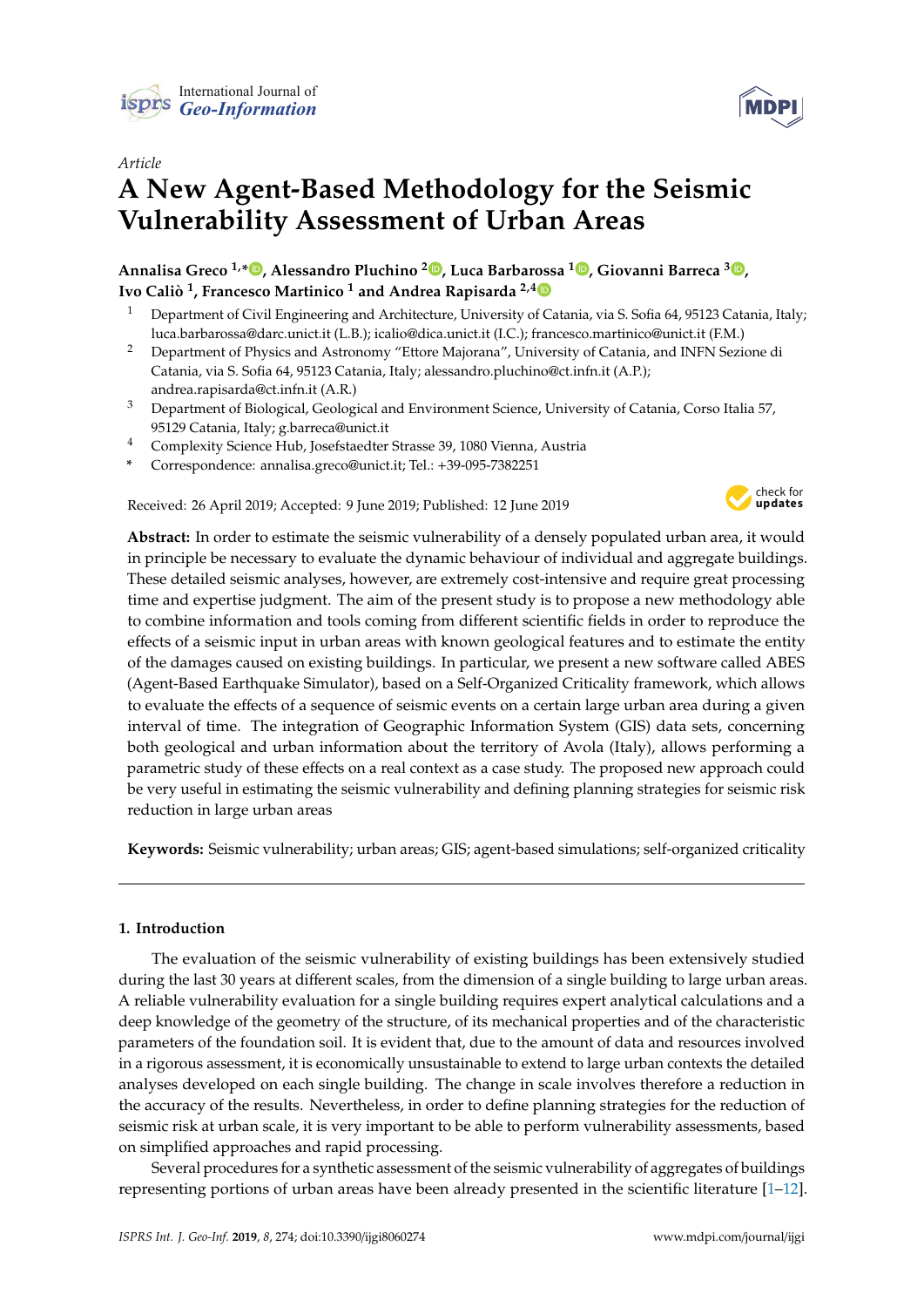*Article*

# A New Agent-Based Methodology for the Seismic Vulnerability Assessment of Urban Areas

**Annalisa Greco [1,*], Alessandro Pluchino [2], Luca Barbarossa [1], Giovanni Barreca [3], Ivo Caliò [1], Francesco Martinico [1] and Andrea Rapisarda [2,4]**

1. Department of Civil Engineering and Architecture, University of Catania, via S. Sofia 64, 95123 Catania, Italy; luca.barbarossa@darc.unict.it (L.B.); icalio@dica.unict.it (I.C.); francesco.martinico@unict.it (F.M.)
2. Department of Physics and Astronomy "Ettore Majorana", University of Catania, and INFN Sezione di Catania, via S. Sofia 64, 95123 Catania, Italy; alessandro.pluchino@ct.infn.it (A.P.); andrea.rapisarda@ct.infn.it (A.R.)
3. Department of Biological, Geological and Environment Science, University of Catania, Corso Italia 57, 95129 Catania, Italy; g.barreca@unict.it
4. Complexity Science Hub, Josefstaedter Strasse 39, 1080 Vienna, Austria

\* Correspondence: annalisa.greco@unict.it; Tel.: +39-095-7382251

Received: 26 April 2019; Accepted: 9 June 2019; Published: 12 June 2019

**Abstract:** In order to estimate the seismic vulnerability of a densely populated urban area, it would in principle be necessary to evaluate the dynamic behaviour of individual and aggregate buildings. These detailed seismic analyses, however, are extremely cost-intensive and require great processing time and expertise judgment. The aim of the present study is to propose a new methodology able to combine information and tools coming from different scientific fields in order to reproduce the effects of a seismic input in urban areas with known geological features and to estimate the entity of the damages caused on existing buildings. In particular, we present a new software called ABES (Agent-Based Earthquake Simulator), based on a Self-Organized Criticality framework, which allows to evaluate the effects of a sequence of seismic events on a certain large urban area during a given interval of time. The integration of Geographic Information System (GIS) data sets, concerning both geological and urban information about the territory of Avola (Italy), allows performing a parametric study of these effects on a real context as a case study. The proposed new approach could be very useful in estimating the seismic vulnerability and defining planning strategies for seismic risk reduction in large urban areas

**Keywords:** Seismic vulnerability; urban areas; GIS; agent-based simulations; self-organized criticality

## 1. Introduction

The evaluation of the seismic vulnerability of existing buildings has been extensively studied during the last 30 years at different scales, from the dimension of a single building to large urban areas. A reliable vulnerability evaluation for a single building requires expert analytical calculations and a deep knowledge of the geometry of the structure, of its mechanical properties and of the characteristic parameters of the foundation soil. It is evident that, due to the amount of data and resources involved in a rigorous assessment, it is economically unsustainable to extend to large urban contexts the detailed analyses developed on each single building. The change in scale involves therefore a reduction in the accuracy of the results. Nevertheless, in order to define planning strategies for the reduction of seismic risk at urban scale, it is very important to be able to perform vulnerability assessments, based on simplified approaches and rapid processing.

Several procedures for a synthetic assessment of the seismic vulnerability of aggregates of buildings representing portions of urban areas have been already presented in the scientific literature [1–12].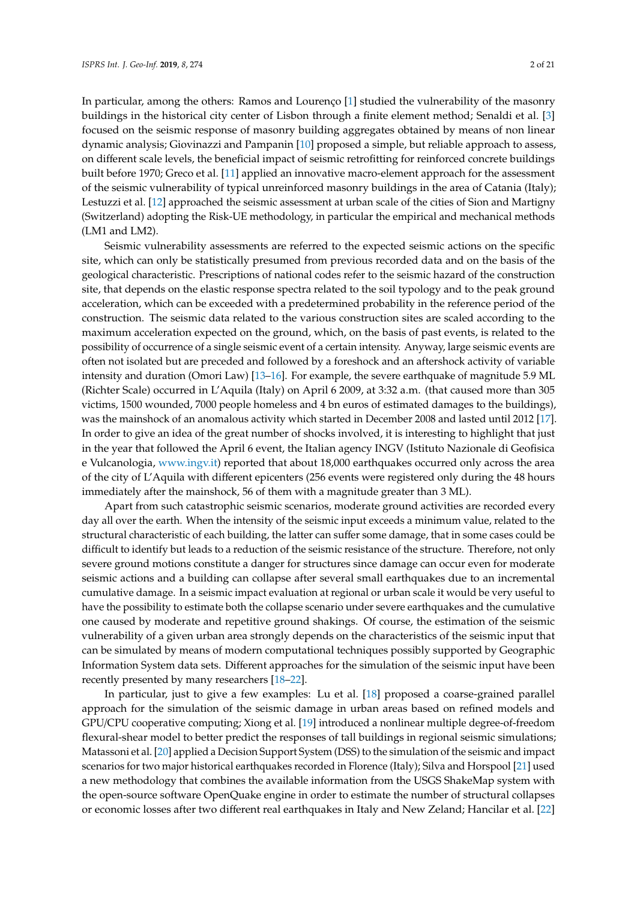In particular, among the others: Ramos and Lourenço [1] studied the vulnerability of the masonry buildings in the historical city center of Lisbon through a finite element method; Senaldi et al. [3] focused on the seismic response of masonry building aggregates obtained by means of non linear dynamic analysis; Giovinazzi and Pampanin [10] proposed a simple, but reliable approach to assess, on different scale levels, the beneficial impact of seismic retrofitting for reinforced concrete buildings built before 1970; Greco et al. [11] applied an innovative macro-element approach for the assessment of the seismic vulnerability of typical unreinforced masonry buildings in the area of Catania (Italy); Lestuzzi et al. [12] approached the seismic assessment at urban scale of the cities of Sion and Martigny (Switzerland) adopting the Risk-UE methodology, in particular the empirical and mechanical methods (LM1 and LM2).

Seismic vulnerability assessments are referred to the expected seismic actions on the specific site, which can only be statistically presumed from previous recorded data and on the basis of the geological characteristic. Prescriptions of national codes refer to the seismic hazard of the construction site, that depends on the elastic response spectra related to the soil typology and to the peak ground acceleration, which can be exceeded with a predetermined probability in the reference period of the construction. The seismic data related to the various construction sites are scaled according to the maximum acceleration expected on the ground, which, on the basis of past events, is related to the possibility of occurrence of a single seismic event of a certain intensity. Anyway, large seismic events are often not isolated but are preceded and followed by a foreshock and an aftershock activity of variable intensity and duration (Omori Law) [13–16]. For example, the severe earthquake of magnitude 5.9 ML (Richter Scale) occurred in L'Aquila (Italy) on April 6 2009, at 3:32 a.m. (that caused more than 305 victims, 1500 wounded, 7000 people homeless and 4 bn euros of estimated damages to the buildings), was the mainshock of an anomalous activity which started in December 2008 and lasted until 2012 [17]. In order to give an idea of the great number of shocks involved, it is interesting to highlight that just in the year that followed the April 6 event, the Italian agency INGV (Istituto Nazionale di Geofisica e Vulcanologia, www.ingv.it) reported that about 18,000 earthquakes occurred only across the area of the city of L'Aquila with different epicenters (256 events were registered only during the 48 hours immediately after the mainshock, 56 of them with a magnitude greater than 3 ML).

Apart from such catastrophic seismic scenarios, moderate ground activities are recorded every day all over the earth. When the intensity of the seismic input exceeds a minimum value, related to the structural characteristic of each building, the latter can suffer some damage, that in some cases could be difficult to identify but leads to a reduction of the seismic resistance of the structure. Therefore, not only severe ground motions constitute a danger for structures since damage can occur even for moderate seismic actions and a building can collapse after several small earthquakes due to an incremental cumulative damage. In a seismic impact evaluation at regional or urban scale it would be very useful to have the possibility to estimate both the collapse scenario under severe earthquakes and the cumulative one caused by moderate and repetitive ground shakings. Of course, the estimation of the seismic vulnerability of a given urban area strongly depends on the characteristics of the seismic input that can be simulated by means of modern computational techniques possibly supported by Geographic Information System data sets. Different approaches for the simulation of the seismic input have been recently presented by many researchers [18–22].

In particular, just to give a few examples: Lu et al. [18] proposed a coarse-grained parallel approach for the simulation of the seismic damage in urban areas based on refined models and GPU/CPU cooperative computing; Xiong et al. [19] introduced a nonlinear multiple degree-of-freedom flexural-shear model to better predict the responses of tall buildings in regional seismic simulations; Matassoni et al. [20] applied a Decision Support System (DSS) to the simulation of the seismic and impact scenarios for two major historical earthquakes recorded in Florence (Italy); Silva and Horspool [21] used a new methodology that combines the available information from the USGS ShakeMap system with the open-source software OpenQuake engine in order to estimate the number of structural collapses or economic losses after two different real earthquakes in Italy and New Zeland; Hancilar et al. [22]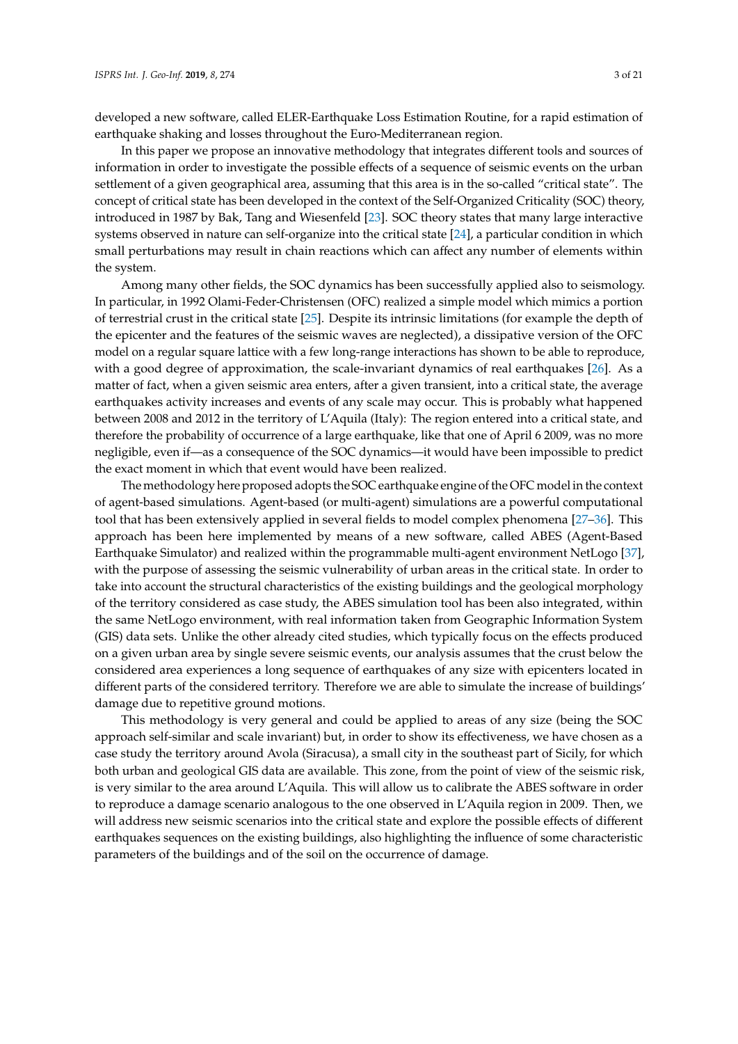developed a new software, called ELER-Earthquake Loss Estimation Routine, for a rapid estimation of earthquake shaking and losses throughout the Euro-Mediterranean region.

In this paper we propose an innovative methodology that integrates different tools and sources of information in order to investigate the possible effects of a sequence of seismic events on the urban settlement of a given geographical area, assuming that this area is in the so-called "critical state". The concept of critical state has been developed in the context of the Self-Organized Criticality (SOC) theory, introduced in 1987 by Bak, Tang and Wiesenfeld [23]. SOC theory states that many large interactive systems observed in nature can self-organize into the critical state [24], a particular condition in which small perturbations may result in chain reactions which can affect any number of elements within the system.

Among many other fields, the SOC dynamics has been successfully applied also to seismology. In particular, in 1992 Olami-Feder-Christensen (OFC) realized a simple model which mimics a portion of terrestrial crust in the critical state [25]. Despite its intrinsic limitations (for example the depth of the epicenter and the features of the seismic waves are neglected), a dissipative version of the OFC model on a regular square lattice with a few long-range interactions has shown to be able to reproduce, with a good degree of approximation, the scale-invariant dynamics of real earthquakes [26]. As a matter of fact, when a given seismic area enters, after a given transient, into a critical state, the average earthquakes activity increases and events of any scale may occur. This is probably what happened between 2008 and 2012 in the territory of L'Aquila (Italy): The region entered into a critical state, and therefore the probability of occurrence of a large earthquake, like that one of April 6 2009, was no more negligible, even if—as a consequence of the SOC dynamics—it would have been impossible to predict the exact moment in which that event would have been realized.

The methodology here proposed adopts the SOC earthquake engine of the OFC model in the context of agent-based simulations. Agent-based (or multi-agent) simulations are a powerful computational tool that has been extensively applied in several fields to model complex phenomena [27–36]. This approach has been here implemented by means of a new software, called ABES (Agent-Based Earthquake Simulator) and realized within the programmable multi-agent environment NetLogo [37], with the purpose of assessing the seismic vulnerability of urban areas in the critical state. In order to take into account the structural characteristics of the existing buildings and the geological morphology of the territory considered as case study, the ABES simulation tool has been also integrated, within the same NetLogo environment, with real information taken from Geographic Information System (GIS) data sets. Unlike the other already cited studies, which typically focus on the effects produced on a given urban area by single severe seismic events, our analysis assumes that the crust below the considered area experiences a long sequence of earthquakes of any size with epicenters located in different parts of the considered territory. Therefore we are able to simulate the increase of buildings' damage due to repetitive ground motions.

This methodology is very general and could be applied to areas of any size (being the SOC approach self-similar and scale invariant) but, in order to show its effectiveness, we have chosen as a case study the territory around Avola (Siracusa), a small city in the southeast part of Sicily, for which both urban and geological GIS data are available. This zone, from the point of view of the seismic risk, is very similar to the area around L'Aquila. This will allow us to calibrate the ABES software in order to reproduce a damage scenario analogous to the one observed in L'Aquila region in 2009. Then, we will address new seismic scenarios into the critical state and explore the possible effects of different earthquakes sequences on the existing buildings, also highlighting the influence of some characteristic parameters of the buildings and of the soil on the occurrence of damage.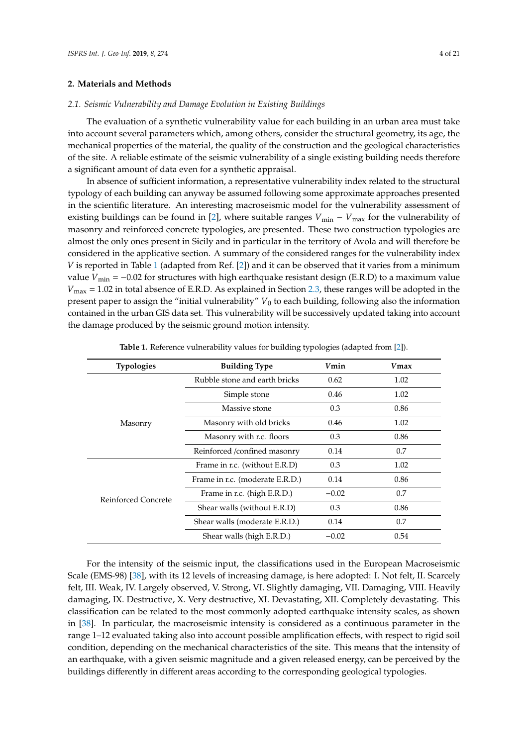## 2. Materials and Methods

### 2.1. Seismic Vulnerability and Damage Evolution in Existing Buildings

The evaluation of a synthetic vulnerability value for each building in an urban area must take into account several parameters which, among others, consider the structural geometry, its age, the mechanical properties of the material, the quality of the construction and the geological characteristics of the site. A reliable estimate of the seismic vulnerability of a single existing building needs therefore a significant amount of data even for a synthetic appraisal.

In absence of sufficient information, a representative vulnerability index related to the structural typology of each building can anyway be assumed following some approximate approaches presented in the scientific literature. An interesting macroseismic model for the vulnerability assessment of existing buildings can be found in [2], where suitable ranges $V_{\min} - V_{\max}$ for the vulnerability of masonry and reinforced concrete typologies, are presented. These two construction typologies are almost the only ones present in Sicily and in particular in the territory of Avola and will therefore be considered in the applicative section. A summary of the considered ranges for the vulnerability index $V$ is reported in Table 1 (adapted from Ref. [2]) and it can be observed that it varies from a minimum value $V_{\min} = -0.02$ for structures with high earthquake resistant design (E.R.D) to a maximum value $V_{\max} = 1.02$ in total absence of E.R.D. As explained in Section 2.3, these ranges will be adopted in the present paper to assign the "initial vulnerability" $V_0$ to each building, following also the information contained in the urban GIS data set. This vulnerability will be successively updated taking into account the damage produced by the seismic ground motion intensity.

**Table 1.** Reference vulnerability values for building typologies (adapted from [2]).

| Typologies | Building Type | *V*min | *V*max |
|---|---|---|---|
| Masonry | Rubble stone and earth bricks | 0.62 | 1.02 |
| | Simple stone | 0.46 | 1.02 |
| | Massive stone | 0.3 | 0.86 |
| | Masonry with old bricks | 0.46 | 1.02 |
| | Masonry with r.c. floors | 0.3 | 0.86 |
| | Reinforced /confined masonry | 0.14 | 0.7 |
| Reinforced Concrete | Frame in r.c. (without E.R.D) | 0.3 | 1.02 |
| | Frame in r.c. (moderate E.R.D.) | 0.14 | 0.86 |
| | Frame in r.c. (high E.R.D.) | −0.02 | 0.7 |
| | Shear walls (without E.R.D) | 0.3 | 0.86 |
| | Shear walls (moderate E.R.D.) | 0.14 | 0.7 |
| | Shear walls (high E.R.D.) | −0.02 | 0.54 |

For the intensity of the seismic input, the classifications used in the European Macroseismic Scale (EMS-98) [38], with its 12 levels of increasing damage, is here adopted: I. Not felt, II. Scarcely felt, III. Weak, IV. Largely observed, V. Strong, VI. Slightly damaging, VII. Damaging, VIII. Heavily damaging, IX. Destructive, X. Very destructive, XI. Devastating, XII. Completely devastating. This classification can be related to the most commonly adopted earthquake intensity scales, as shown in [38]. In particular, the macroseismic intensity is considered as a continuous parameter in the range 1–12 evaluated taking also into account possible amplification effects, with respect to rigid soil condition, depending on the mechanical characteristics of the site. This means that the intensity of an earthquake, with a given seismic magnitude and a given released energy, can be perceived by the buildings differently in different areas according to the corresponding geological typologies.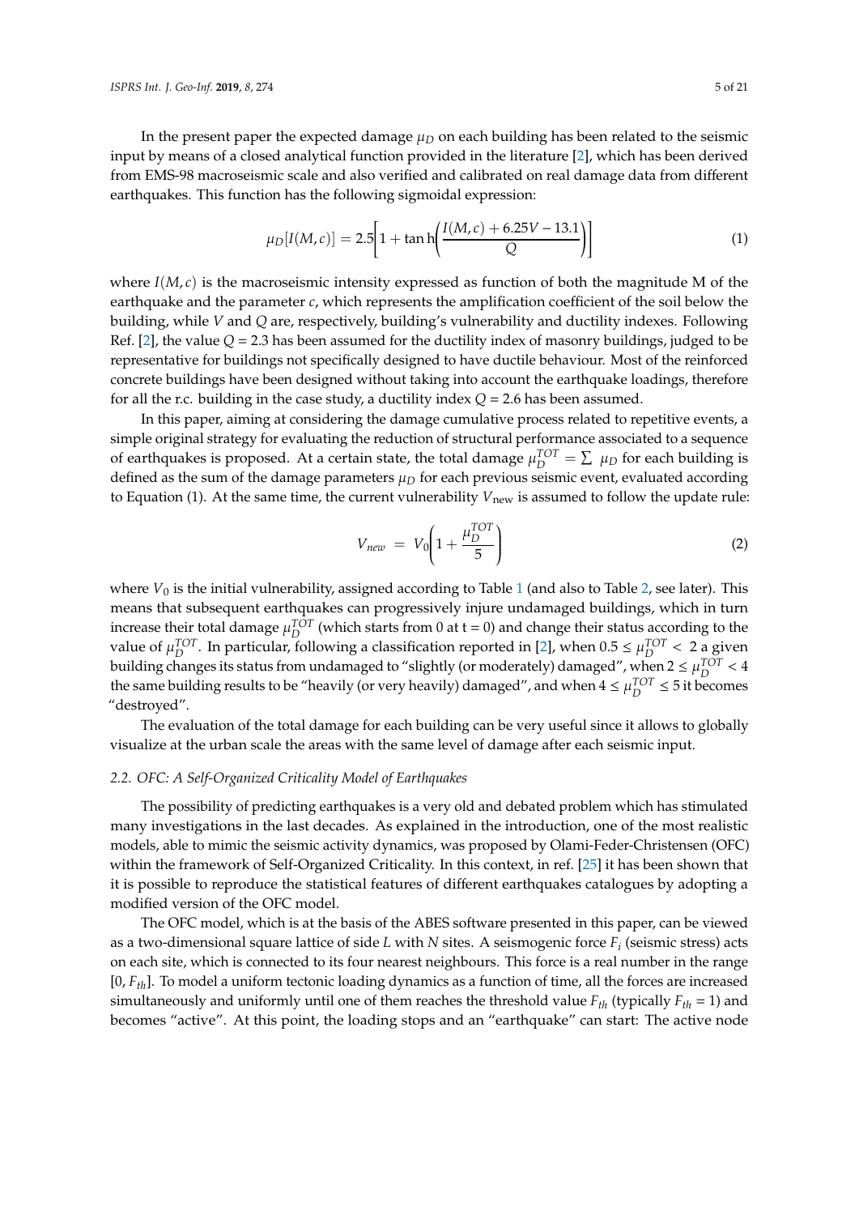In the present paper the expected damage $\mu_D$ on each building has been related to the seismic input by means of a closed analytical function provided in the literature [2], which has been derived from EMS-98 macroseismic scale and also verified and calibrated on real damage data from different earthquakes. This function has the following sigmoidal expression:

$$\mu_D[I(M,c)] = 2.5\left[1 + \tanh\left(\frac{I(M,c) + 6.25V - 13.1}{Q}\right)\right] \tag{1}$$

where $I(M,c)$ is the macroseismic intensity expressed as function of both the magnitude M of the earthquake and the parameter $c$, which represents the amplification coefficient of the soil below the building, while $V$ and $Q$ are, respectively, building's vulnerability and ductility indexes. Following Ref. [2], the value $Q = 2.3$ has been assumed for the ductility index of masonry buildings, judged to be representative for buildings not specifically designed to have ductile behaviour. Most of the reinforced concrete buildings have been designed without taking into account the earthquake loadings, therefore for all the r.c. building in the case study, a ductility index $Q = 2.6$ has been assumed.

In this paper, aiming at considering the damage cumulative process related to repetitive events, a simple original strategy for evaluating the reduction of structural performance associated to a sequence of earthquakes is proposed. At a certain state, the total damage $\mu_D^{TOT} = \sum \mu_D$ for each building is defined as the sum of the damage parameters $\mu_D$ for each previous seismic event, evaluated according to Equation (1). At the same time, the current vulnerability $V_{\text{new}}$ is assumed to follow the update rule:

$$V_{new} = V_0\left(1 + \frac{\mu_D^{TOT}}{5}\right) \tag{2}$$

where $V_0$ is the initial vulnerability, assigned according to Table 1 (and also to Table 2, see later). This means that subsequent earthquakes can progressively injure undamaged buildings, which in turn increase their total damage $\mu_D^{TOT}$ (which starts from 0 at t = 0) and change their status according to the value of $\mu_D^{TOT}$. In particular, following a classification reported in [2], when $0.5 \leq \mu_D^{TOT} < 2$ a given building changes its status from undamaged to "slightly (or moderately) damaged", when $2 \leq \mu_D^{TOT} < 4$ the same building results to be "heavily (or very heavily) damaged", and when $4 \leq \mu_D^{TOT} \leq 5$ it becomes "destroyed".

The evaluation of the total damage for each building can be very useful since it allows to globally visualize at the urban scale the areas with the same level of damage after each seismic input.

### *2.2. OFC: A Self-Organized Criticality Model of Earthquakes*

The possibility of predicting earthquakes is a very old and debated problem which has stimulated many investigations in the last decades. As explained in the introduction, one of the most realistic models, able to mimic the seismic activity dynamics, was proposed by Olami-Feder-Christensen (OFC) within the framework of Self-Organized Criticality. In this context, in ref. [25] it has been shown that it is possible to reproduce the statistical features of different earthquakes catalogues by adopting a modified version of the OFC model.

The OFC model, which is at the basis of the ABES software presented in this paper, can be viewed as a two-dimensional square lattice of side $L$ with $N$ sites. A seismogenic force $F_i$ (seismic stress) acts on each site, which is connected to its four nearest neighbours. This force is a real number in the range $[0, F_{th}]$. To model a uniform tectonic loading dynamics as a function of time, all the forces are increased simultaneously and uniformly until one of them reaches the threshold value $F_{th}$ (typically $F_{th} = 1$) and becomes "active". At this point, the loading stops and an "earthquake" can start: The active node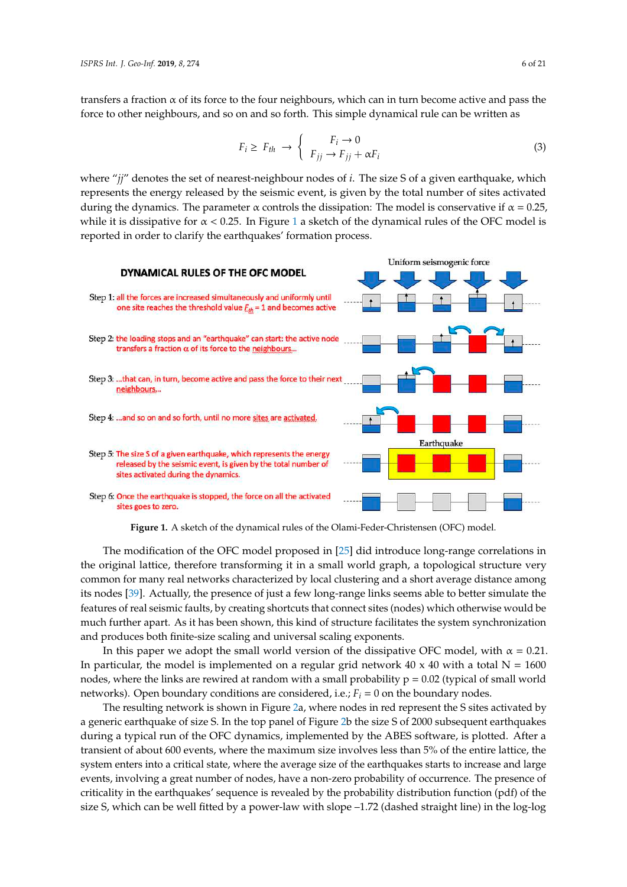transfers a fraction α of its force to the four neighbours, which can in turn become active and pass the force to other neighbours, and so on and so forth. This simple dynamical rule can be written as

$$F_i \geq F_{th} \rightarrow \left\{ \begin{array}{c} F_i \rightarrow 0 \\ F_{jj} \rightarrow F_{jj} + \alpha F_i \end{array} \right. \tag{3}$$

where "*jj*" denotes the set of nearest-neighbour nodes of *i*. The size S of a given earthquake, which represents the energy released by the seismic event, is given by the total number of sites activated during the dynamics. The parameter α controls the dissipation: The model is conservative if $\alpha = 0.25$, while it is dissipative for $\alpha < 0.25$. In Figure 1 a sketch of the dynamical rules of the OFC model is reported in order to clarify the earthquakes' formation process.

**Figure 1.** A sketch of the dynamical rules of the Olami-Feder-Christensen (OFC) model.

The modification of the OFC model proposed in [25] did introduce long-range correlations in the original lattice, therefore transforming it in a small world graph, a topological structure very common for many real networks characterized by local clustering and a short average distance among its nodes [39]. Actually, the presence of just a few long-range links seems able to better simulate the features of real seismic faults, by creating shortcuts that connect sites (nodes) which otherwise would be much further apart. As it has been shown, this kind of structure facilitates the system synchronization and produces both finite-size scaling and universal scaling exponents.

In this paper we adopt the small world version of the dissipative OFC model, with $\alpha = 0.21$. In particular, the model is implemented on a regular grid network 40 x 40 with a total N = 1600 nodes, where the links are rewired at random with a small probability p = 0.02 (typical of small world networks). Open boundary conditions are considered, i.e.; $F_i = 0$ on the boundary nodes.

The resulting network is shown in Figure 2a, where nodes in red represent the S sites activated by a generic earthquake of size S. In the top panel of Figure 2b the size S of 2000 subsequent earthquakes during a typical run of the OFC dynamics, implemented by the ABES software, is plotted. After a transient of about 600 events, where the maximum size involves less than 5% of the entire lattice, the system enters into a critical state, where the average size of the earthquakes starts to increase and large events, involving a great number of nodes, have a non-zero probability of occurrence. The presence of criticality in the earthquakes' sequence is revealed by the probability distribution function (pdf) of the size S, which can be well fitted by a power-law with slope –1.72 (dashed straight line) in the log-log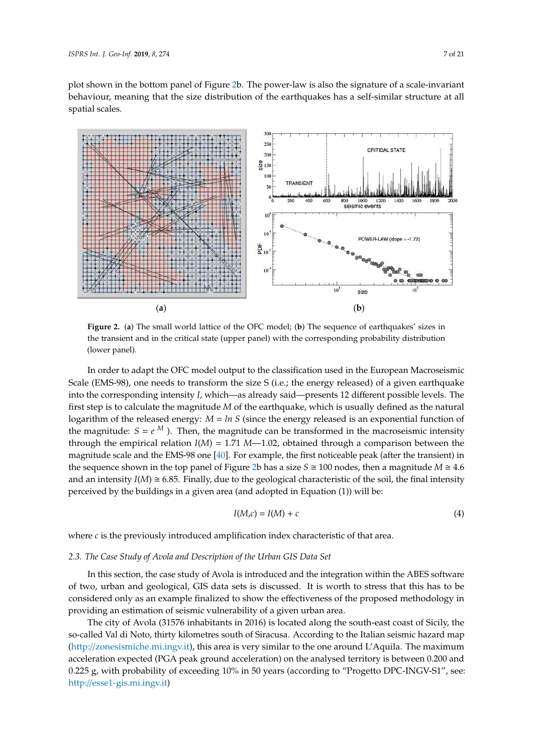plot shown in the bottom panel of Figure 2b. The power-law is also the signature of a scale-invariant behaviour, meaning that the size distribution of the earthquakes has a self-similar structure at all spatial scales.

**Figure 2.** (**a**) The small world lattice of the OFC model; (**b**) The sequence of earthquakes' sizes in the transient and in the critical state (upper panel) with the corresponding probability distribution (lower panel).

In order to adapt the OFC model output to the classification used in the European Macroseismic Scale (EMS-98), one needs to transform the size S (i.e.; the energy released) of a given earthquake into the corresponding intensity *I*, which—as already said—presents 12 different possible levels. The first step is to calculate the magnitude *M* of the earthquake, which is usually defined as the natural logarithm of the released energy: $M = \ln S$ (since the energy released is an exponential function of the magnitude: $S = e^{M}$ ). Then, the magnitude can be transformed in the macroseismic intensity through the empirical relation $I(M) = 1.71\ M—1.02$, obtained through a comparison between the magnitude scale and the EMS-98 one [40]. For example, the first noticeable peak (after the transient) in the sequence shown in the top panel of Figure 2b has a size $S \cong 100$ nodes, then a magnitude $M \cong 4.6$ and an intensity $I(M) \cong 6.85$. Finally, due to the geological characteristic of the soil, the final intensity perceived by the buildings in a given area (and adopted in Equation (1)) will be:

$$I(M,c) = I(M) + c \tag{4}$$

where *c* is the previously introduced amplification index characteristic of that area.

### 2.3. The Case Study of Avola and Description of the Urban GIS Data Set

In this section, the case study of Avola is introduced and the integration within the ABES software of two, urban and geological, GIS data sets is discussed. It is worth to stress that this has to be considered only as an example finalized to show the effectiveness of the proposed methodology in providing an estimation of seismic vulnerability of a given urban area.

The city of Avola (31576 inhabitants in 2016) is located along the south-east coast of Sicily, the so-called Val di Noto, thirty kilometres south of Siracusa. According to the Italian seismic hazard map (http://zonesismiche.mi.ingv.it), this area is very similar to the one around L'Aquila. The maximum acceleration expected (PGA peak ground acceleration) on the analysed territory is between 0.200 and 0.225 g, with probability of exceeding 10% in 50 years (according to "Progetto DPC-INGV-S1", see: http://esse1-gis.mi.ingv.it)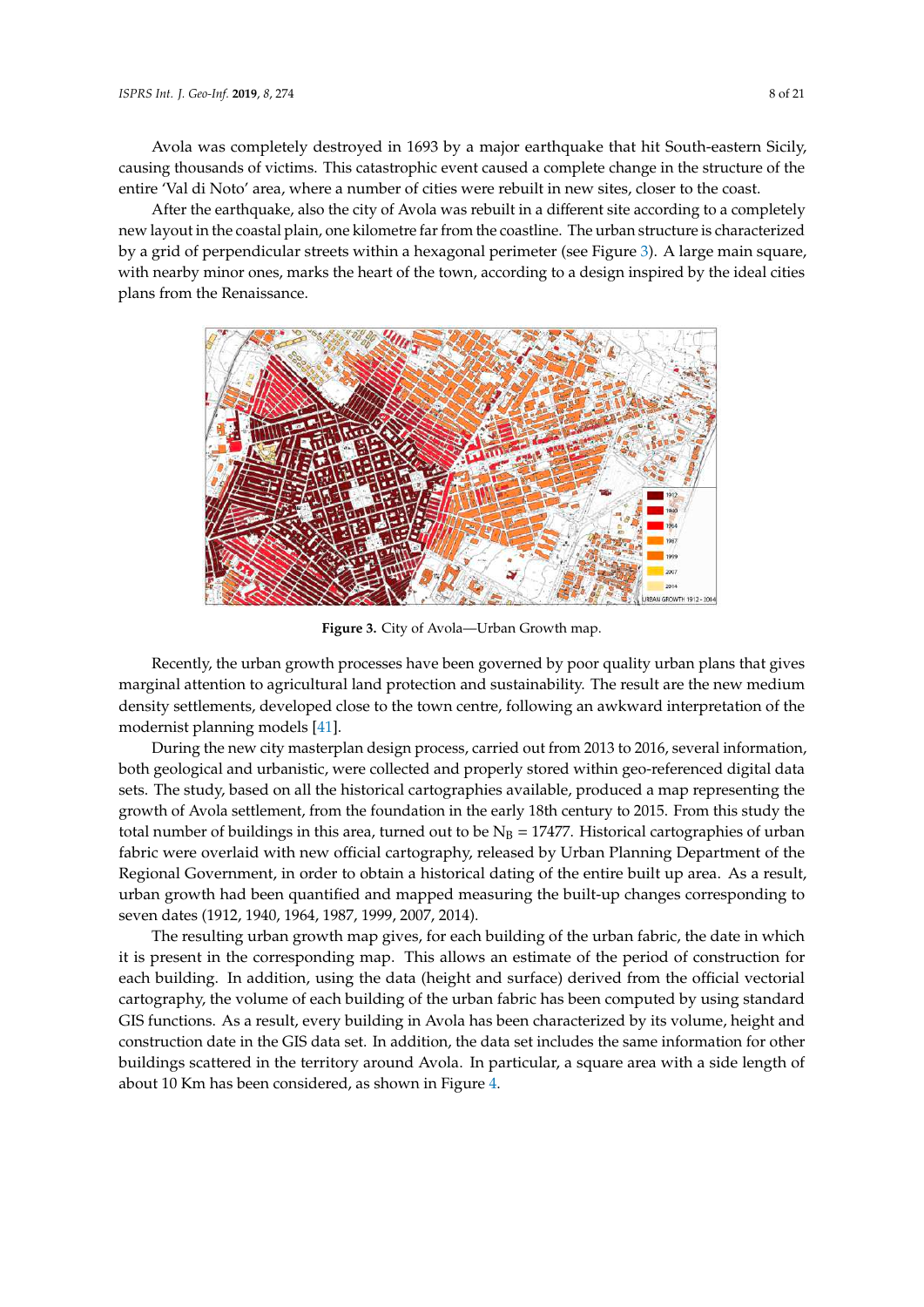Avola was completely destroyed in 1693 by a major earthquake that hit South-eastern Sicily, causing thousands of victims. This catastrophic event caused a complete change in the structure of the entire 'Val di Noto' area, where a number of cities were rebuilt in new sites, closer to the coast.

After the earthquake, also the city of Avola was rebuilt in a different site according to a completely new layout in the coastal plain, one kilometre far from the coastline. The urban structure is characterized by a grid of perpendicular streets within a hexagonal perimeter (see Figure 3). A large main square, with nearby minor ones, marks the heart of the town, according to a design inspired by the ideal cities plans from the Renaissance.

**Figure 3.** City of Avola—Urban Growth map.

Recently, the urban growth processes have been governed by poor quality urban plans that gives marginal attention to agricultural land protection and sustainability. The result are the new medium density settlements, developed close to the town centre, following an awkward interpretation of the modernist planning models [41].

During the new city masterplan design process, carried out from 2013 to 2016, several information, both geological and urbanistic, were collected and properly stored within geo-referenced digital data sets. The study, based on all the historical cartographies available, produced a map representing the growth of Avola settlement, from the foundation in the early 18th century to 2015. From this study the total number of buildings in this area, turned out to be $N_B = 17477$. Historical cartographies of urban fabric were overlaid with new official cartography, released by Urban Planning Department of the Regional Government, in order to obtain a historical dating of the entire built up area. As a result, urban growth had been quantified and mapped measuring the built-up changes corresponding to seven dates (1912, 1940, 1964, 1987, 1999, 2007, 2014).

The resulting urban growth map gives, for each building of the urban fabric, the date in which it is present in the corresponding map. This allows an estimate of the period of construction for each building. In addition, using the data (height and surface) derived from the official vectorial cartography, the volume of each building of the urban fabric has been computed by using standard GIS functions. As a result, every building in Avola has been characterized by its volume, height and construction date in the GIS data set. In addition, the data set includes the same information for other buildings scattered in the territory around Avola. In particular, a square area with a side length of about 10 Km has been considered, as shown in Figure 4.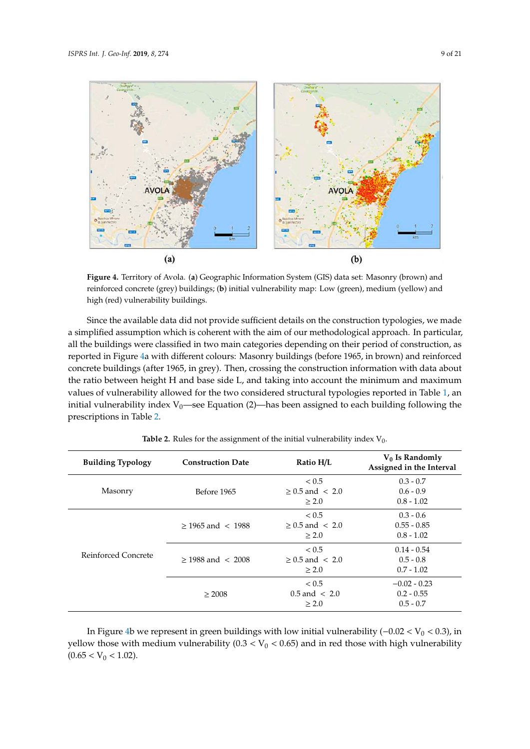**Figure 4.** Territory of Avola. (**a**) Geographic Information System (GIS) data set: Masonry (brown) and reinforced concrete (grey) buildings; (**b**) initial vulnerability map: Low (green), medium (yellow) and high (red) vulnerability buildings.

Since the available data did not provide sufficient details on the construction typologies, we made a simplified assumption which is coherent with the aim of our methodological approach. In particular, all the buildings were classified in two main categories depending on their period of construction, as reported in Figure 4a with different colours: Masonry buildings (before 1965, in brown) and reinforced concrete buildings (after 1965, in grey). Then, crossing the construction information with data about the ratio between height H and base side L, and taking into account the minimum and maximum values of vulnerability allowed for the two considered structural typologies reported in Table 1, an initial vulnerability index $V_0$—see Equation (2)—has been assigned to each building following the prescriptions in Table 2.

**Table 2.** Rules for the assignment of the initial vulnerability index $V_0$.

| Building Typology | Construction Date | Ratio H/L | $V_0$ Is Randomly Assigned in the Interval |
|---|---|---|---|
| Masonry | Before 1965 | < 0.5<br>≥ 0.5 and < 2.0<br>≥ 2.0 | 0.3 - 0.7<br>0.6 - 0.9<br>0.8 - 1.02 |
| Reinforced Concrete | ≥ 1965 and < 1988 | < 0.5<br>≥ 0.5 and < 2.0<br>≥ 2.0 | 0.3 - 0.6<br>0.55 - 0.85<br>0.8 - 1.02 |
| | ≥ 1988 and < 2008 | < 0.5<br>≥ 0.5 and < 2.0<br>≥ 2.0 | 0.14 - 0.54<br>0.5 - 0.8<br>0.7 - 1.02 |
| | ≥ 2008 | < 0.5<br>0.5 and < 2.0<br>≥ 2.0 | −0.02 - 0.23<br>0.2 - 0.55<br>0.5 - 0.7 |

In Figure 4b we represent in green buildings with low initial vulnerability ($-0.02 < V_0 < 0.3$), in yellow those with medium vulnerability ($0.3 < V_0 < 0.65$) and in red those with high vulnerability ($0.65 < V_0 < 1.02$).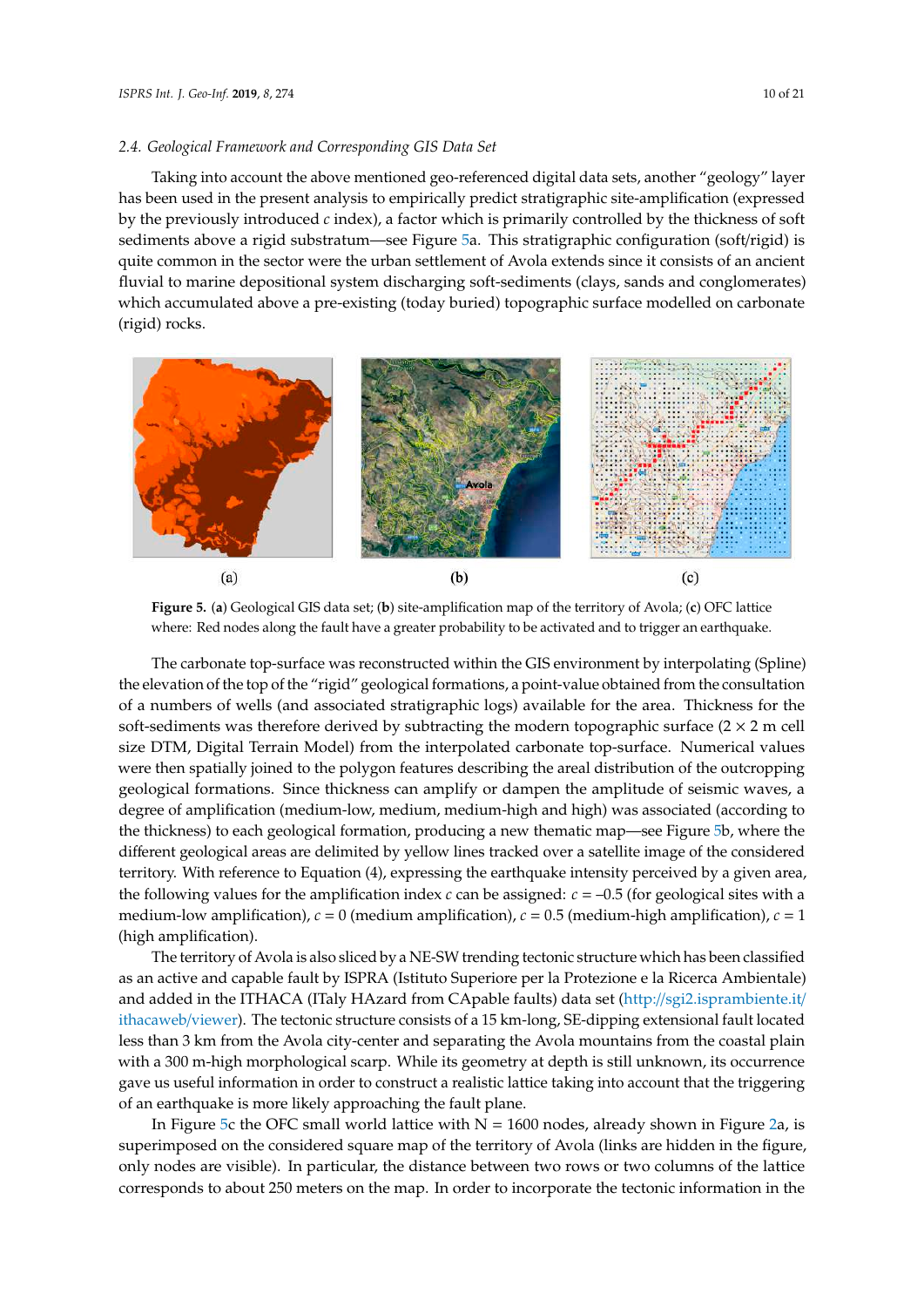### 2.4. Geological Framework and Corresponding GIS Data Set

Taking into account the above mentioned geo-referenced digital data sets, another "geology" layer has been used in the present analysis to empirically predict stratigraphic site-amplification (expressed by the previously introduced $c$ index), a factor which is primarily controlled by the thickness of soft sediments above a rigid substratum—see Figure 5a. This stratigraphic configuration (soft/rigid) is quite common in the sector were the urban settlement of Avola extends since it consists of an ancient fluvial to marine depositional system discharging soft-sediments (clays, sands and conglomerates) which accumulated above a pre-existing (today buried) topographic surface modelled on carbonate (rigid) rocks.

**Figure 5.** (**a**) Geological GIS data set; (**b**) site-amplification map of the territory of Avola; (**c**) OFC lattice where: Red nodes along the fault have a greater probability to be activated and to trigger an earthquake.

The carbonate top-surface was reconstructed within the GIS environment by interpolating (Spline) the elevation of the top of the "rigid" geological formations, a point-value obtained from the consultation of a numbers of wells (and associated stratigraphic logs) available for the area. Thickness for the soft-sediments was therefore derived by subtracting the modern topographic surface ($2 \times 2$ m cell size DTM, Digital Terrain Model) from the interpolated carbonate top-surface. Numerical values were then spatially joined to the polygon features describing the areal distribution of the outcropping geological formations. Since thickness can amplify or dampen the amplitude of seismic waves, a degree of amplification (medium-low, medium, medium-high and high) was associated (according to the thickness) to each geological formation, producing a new thematic map—see Figure 5b, where the different geological areas are delimited by yellow lines tracked over a satellite image of the considered territory. With reference to Equation (4), expressing the earthquake intensity perceived by a given area, the following values for the amplification index $c$ can be assigned: $c = -0.5$ (for geological sites with a medium-low amplification), $c = 0$ (medium amplification), $c = 0.5$ (medium-high amplification), $c = 1$ (high amplification).

The territory of Avola is also sliced by a NE-SW trending tectonic structure which has been classified as an active and capable fault by ISPRA (Istituto Superiore per la Protezione e la Ricerca Ambientale) and added in the ITHACA (ITaly HAzard from CApable faults) data set (http://sgi2.isprambiente.it/ithacaweb/viewer). The tectonic structure consists of a 15 km-long, SE-dipping extensional fault located less than 3 km from the Avola city-center and separating the Avola mountains from the coastal plain with a 300 m-high morphological scarp. While its geometry at depth is still unknown, its occurrence gave us useful information in order to construct a realistic lattice taking into account that the triggering of an earthquake is more likely approaching the fault plane.

In Figure 5c the OFC small world lattice with N = 1600 nodes, already shown in Figure 2a, is superimposed on the considered square map of the territory of Avola (links are hidden in the figure, only nodes are visible). In particular, the distance between two rows or two columns of the lattice corresponds to about 250 meters on the map. In order to incorporate the tectonic information in the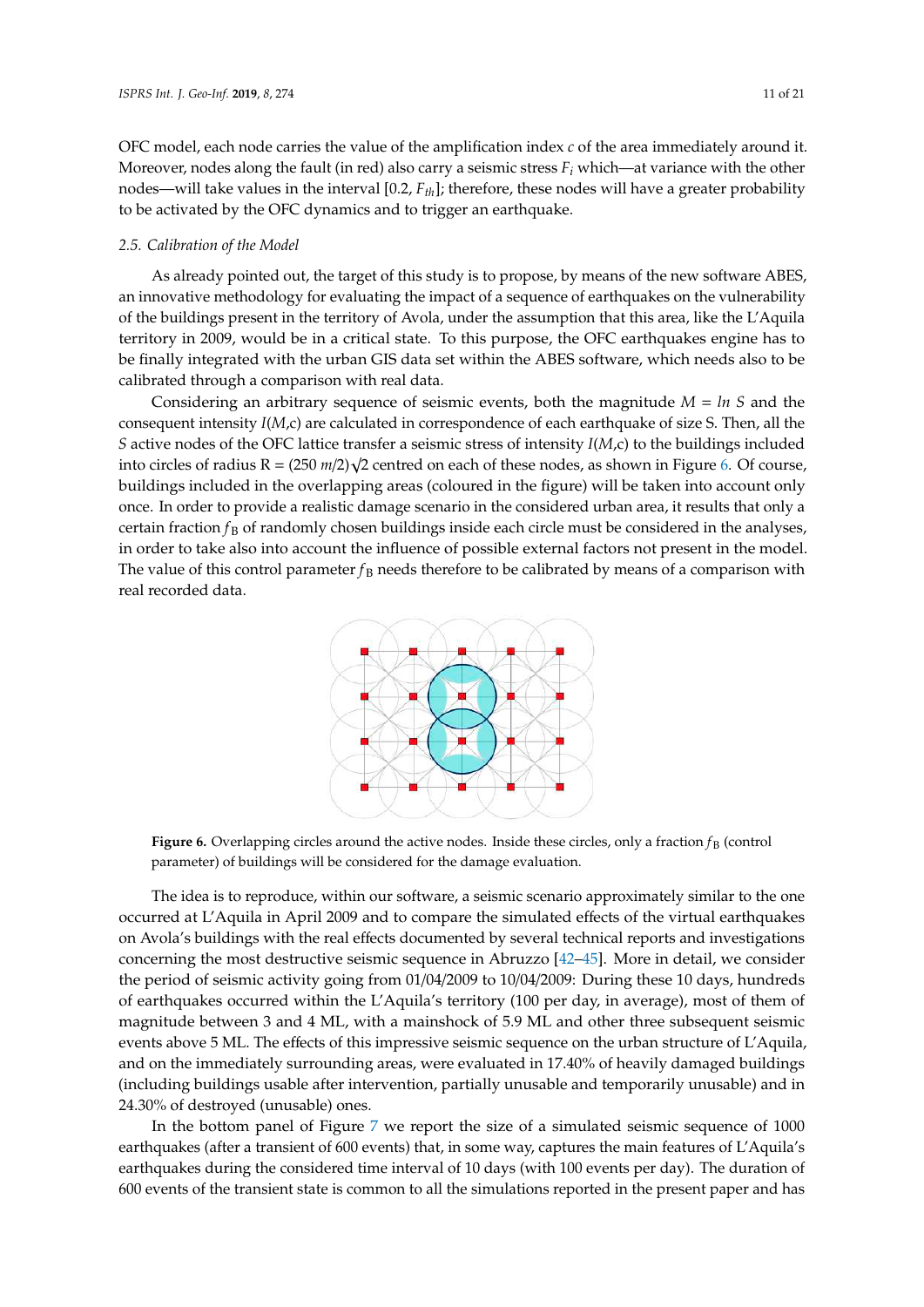OFC model, each node carries the value of the amplification index $c$ of the area immediately around it. Moreover, nodes along the fault (in red) also carry a seismic stress $F_i$ which—at variance with the other nodes—will take values in the interval $[0.2, F_{th}]$; therefore, these nodes will have a greater probability to be activated by the OFC dynamics and to trigger an earthquake.

### 2.5. Calibration of the Model

As already pointed out, the target of this study is to propose, by means of the new software ABES, an innovative methodology for evaluating the impact of a sequence of earthquakes on the vulnerability of the buildings present in the territory of Avola, under the assumption that this area, like the L'Aquila territory in 2009, would be in a critical state. To this purpose, the OFC earthquakes engine has to be finally integrated with the urban GIS data set within the ABES software, which needs also to be calibrated through a comparison with real data.

Considering an arbitrary sequence of seismic events, both the magnitude $M = ln\ S$ and the consequent intensity $I(M,c)$ are calculated in correspondence of each earthquake of size S. Then, all the $S$ active nodes of the OFC lattice transfer a seismic stress of intensity $I(M,c)$ to the buildings included into circles of radius $R = (250\ m/2)\sqrt{2}$ centred on each of these nodes, as shown in Figure 6. Of course, buildings included in the overlapping areas (coloured in the figure) will be taken into account only once. In order to provide a realistic damage scenario in the considered urban area, it results that only a certain fraction $f_B$ of randomly chosen buildings inside each circle must be considered in the analyses, in order to take also into account the influence of possible external factors not present in the model. The value of this control parameter $f_B$ needs therefore to be calibrated by means of a comparison with real recorded data.

**Figure 6.** Overlapping circles around the active nodes. Inside these circles, only a fraction $f_B$ (control parameter) of buildings will be considered for the damage evaluation.

The idea is to reproduce, within our software, a seismic scenario approximately similar to the one occurred at L'Aquila in April 2009 and to compare the simulated effects of the virtual earthquakes on Avola's buildings with the real effects documented by several technical reports and investigations concerning the most destructive seismic sequence in Abruzzo [42–45]. More in detail, we consider the period of seismic activity going from 01/04/2009 to 10/04/2009: During these 10 days, hundreds of earthquakes occurred within the L'Aquila's territory (100 per day, in average), most of them of magnitude between 3 and 4 ML, with a mainshock of 5.9 ML and other three subsequent seismic events above 5 ML. The effects of this impressive seismic sequence on the urban structure of L'Aquila, and on the immediately surrounding areas, were evaluated in 17.40% of heavily damaged buildings (including buildings usable after intervention, partially unusable and temporarily unusable) and in 24.30% of destroyed (unusable) ones.

In the bottom panel of Figure 7 we report the size of a simulated seismic sequence of 1000 earthquakes (after a transient of 600 events) that, in some way, captures the main features of L'Aquila's earthquakes during the considered time interval of 10 days (with 100 events per day). The duration of 600 events of the transient state is common to all the simulations reported in the present paper and has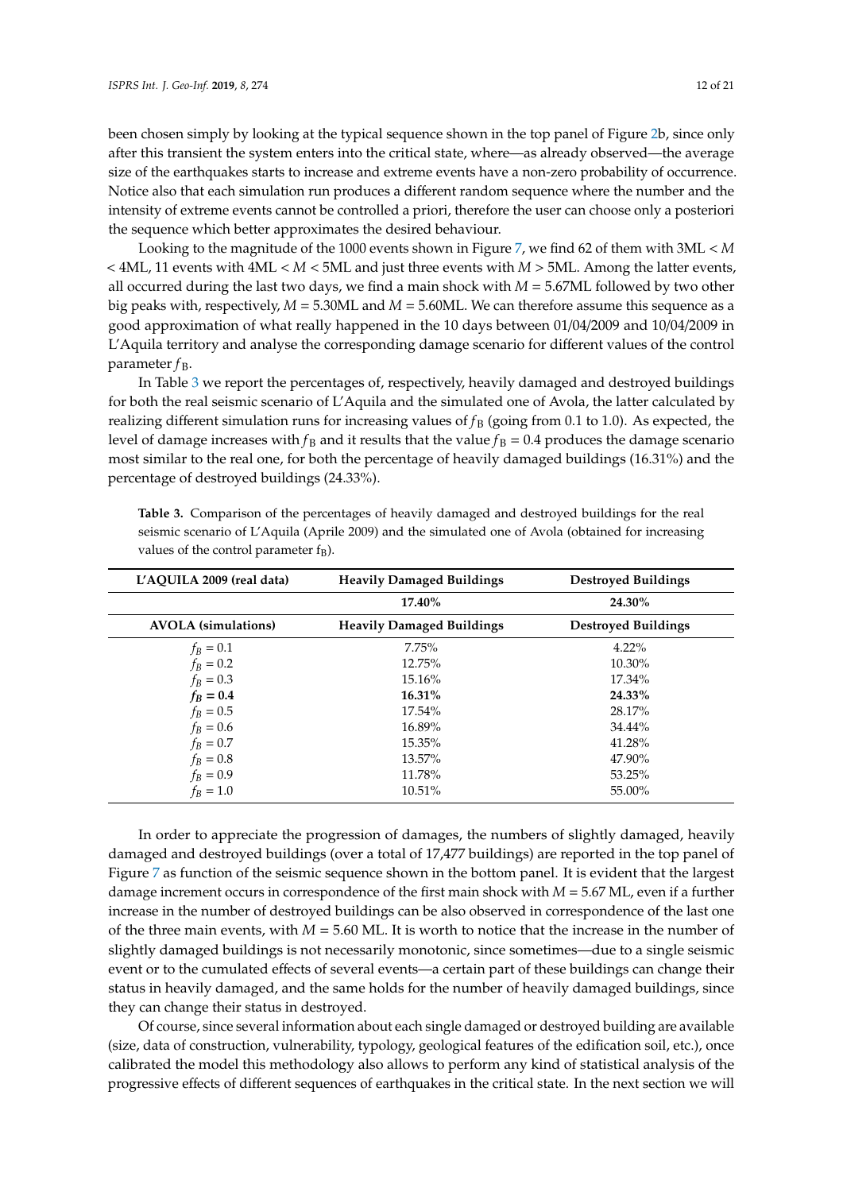been chosen simply by looking at the typical sequence shown in the top panel of Figure 2b, since only after this transient the system enters into the critical state, where—as already observed—the average size of the earthquakes starts to increase and extreme events have a non-zero probability of occurrence. Notice also that each simulation run produces a different random sequence where the number and the intensity of extreme events cannot be controlled a priori, therefore the user can choose only a posteriori the sequence which better approximates the desired behaviour.

Looking to the magnitude of the 1000 events shown in Figure 7, we find 62 of them with 3ML < $M$ < 4ML, 11 events with 4ML < $M$ < 5ML and just three events with $M$ > 5ML. Among the latter events, all occurred during the last two days, we find a main shock with $M$ = 5.67ML followed by two other big peaks with, respectively, $M$ = 5.30ML and $M$ = 5.60ML. We can therefore assume this sequence as a good approximation of what really happened in the 10 days between 01/04/2009 and 10/04/2009 in L'Aquila territory and analyse the corresponding damage scenario for different values of the control parameter $f_B$.

In Table 3 we report the percentages of, respectively, heavily damaged and destroyed buildings for both the real seismic scenario of L'Aquila and the simulated one of Avola, the latter calculated by realizing different simulation runs for increasing values of $f_B$ (going from 0.1 to 1.0). As expected, the level of damage increases with $f_B$ and it results that the value $f_B$ = 0.4 produces the damage scenario most similar to the real one, for both the percentage of heavily damaged buildings (16.31%) and the percentage of destroyed buildings (24.33%).

**Table 3.** Comparison of the percentages of heavily damaged and destroyed buildings for the real seismic scenario of L'Aquila (Aprile 2009) and the simulated one of Avola (obtained for increasing values of the control parameter $f_B$).

| **L'AQUILA 2009 (real data)** | **Heavily Damaged Buildings** | **Destroyed Buildings** |
|---|---|---|
| | **17.40%** | **24.30%** |
| **AVOLA (simulations)** | **Heavily Damaged Buildings** | **Destroyed Buildings** |
| $f_B = 0.1$ | 7.75% | 4.22% |
| $f_B = 0.2$ | 12.75% | 10.30% |
| $f_B = 0.3$ | 15.16% | 17.34% |
| $\mathbf{f_B = 0.4}$ | **16.31%** | **24.33%** |
| $f_B = 0.5$ | 17.54% | 28.17% |
| $f_B = 0.6$ | 16.89% | 34.44% |
| $f_B = 0.7$ | 15.35% | 41.28% |
| $f_B = 0.8$ | 13.57% | 47.90% |
| $f_B = 0.9$ | 11.78% | 53.25% |
| $f_B = 1.0$ | 10.51% | 55.00% |

In order to appreciate the progression of damages, the numbers of slightly damaged, heavily damaged and destroyed buildings (over a total of 17,477 buildings) are reported in the top panel of Figure 7 as function of the seismic sequence shown in the bottom panel. It is evident that the largest damage increment occurs in correspondence of the first main shock with $M$ = 5.67 ML, even if a further increase in the number of destroyed buildings can be also observed in correspondence of the last one of the three main events, with $M$ = 5.60 ML. It is worth to notice that the increase in the number of slightly damaged buildings is not necessarily monotonic, since sometimes—due to a single seismic event or to the cumulated effects of several events—a certain part of these buildings can change their status in heavily damaged, and the same holds for the number of heavily damaged buildings, since they can change their status in destroyed.

Of course, since several information about each single damaged or destroyed building are available (size, data of construction, vulnerability, typology, geological features of the edification soil, etc.), once calibrated the model this methodology also allows to perform any kind of statistical analysis of the progressive effects of different sequences of earthquakes in the critical state. In the next section we will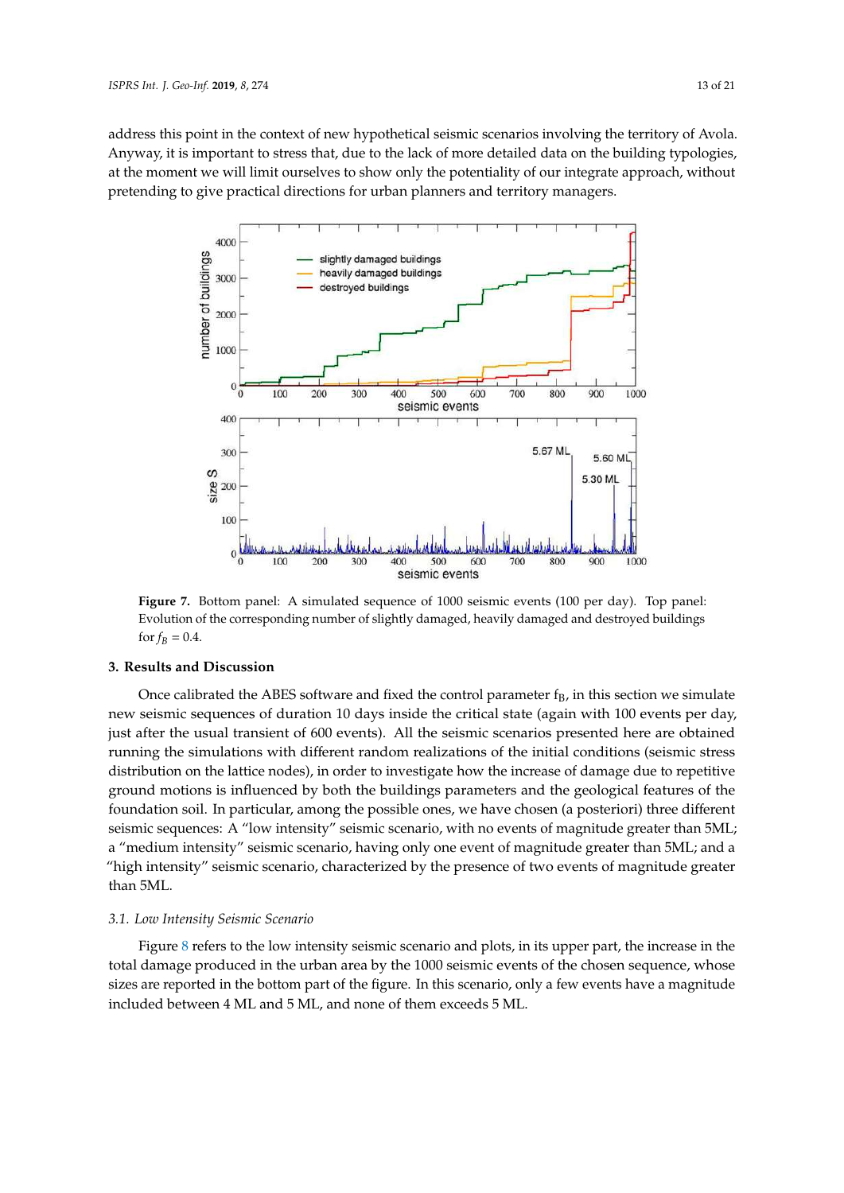address this point in the context of new hypothetical seismic scenarios involving the territory of Avola. Anyway, it is important to stress that, due to the lack of more detailed data on the building typologies, at the moment we will limit ourselves to show only the potentiality of our integrate approach, without pretending to give practical directions for urban planners and territory managers.

**Figure 7.** Bottom panel: A simulated sequence of 1000 seismic events (100 per day). Top panel: Evolution of the corresponding number of slightly damaged, heavily damaged and destroyed buildings for $f_B = 0.4$.

## 3. Results and Discussion

Once calibrated the ABES software and fixed the control parameter $f_B$, in this section we simulate new seismic sequences of duration 10 days inside the critical state (again with 100 events per day, just after the usual transient of 600 events). All the seismic scenarios presented here are obtained running the simulations with different random realizations of the initial conditions (seismic stress distribution on the lattice nodes), in order to investigate how the increase of damage due to repetitive ground motions is influenced by both the buildings parameters and the geological features of the foundation soil. In particular, among the possible ones, we have chosen (a posteriori) three different seismic sequences: A "low intensity" seismic scenario, with no events of magnitude greater than 5ML; a "medium intensity" seismic scenario, having only one event of magnitude greater than 5ML; and a "high intensity" seismic scenario, characterized by the presence of two events of magnitude greater than 5ML.

### *3.1. Low Intensity Seismic Scenario*

Figure 8 refers to the low intensity seismic scenario and plots, in its upper part, the increase in the total damage produced in the urban area by the 1000 seismic events of the chosen sequence, whose sizes are reported in the bottom part of the figure. In this scenario, only a few events have a magnitude included between 4 ML and 5 ML, and none of them exceeds 5 ML.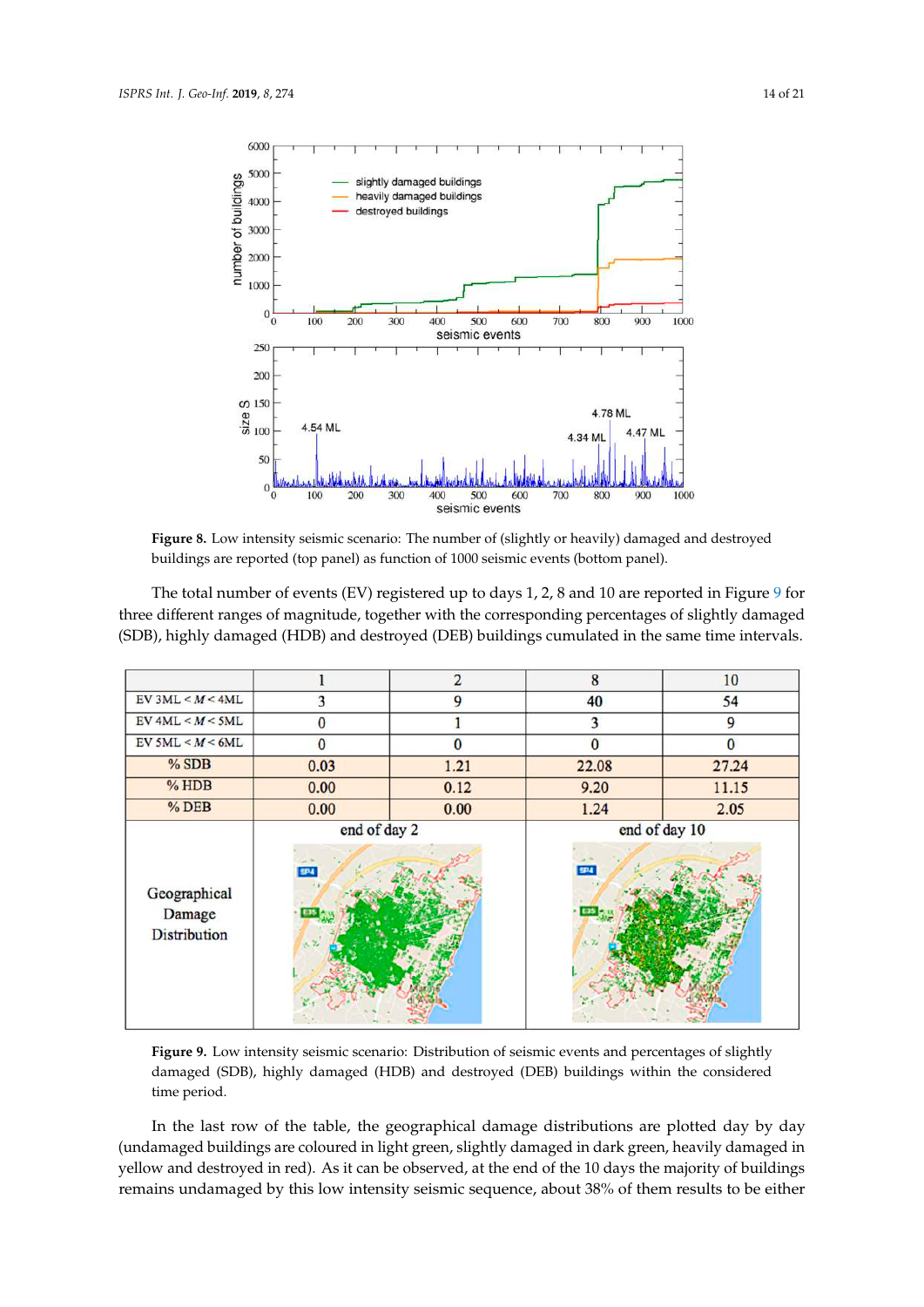**Figure 8.** Low intensity seismic scenario: The number of (slightly or heavily) damaged and destroyed buildings are reported (top panel) as function of 1000 seismic events (bottom panel).

The total number of events (EV) registered up to days 1, 2, 8 and 10 are reported in Figure 9 for three different ranges of magnitude, together with the corresponding percentages of slightly damaged (SDB), highly damaged (HDB) and destroyed (DEB) buildings cumulated in the same time intervals.

| | 1 | 2 | 8 | 10 |
|---|---|---|---|---|
| EV 3ML < $M$ < 4ML | 3 | 9 | 40 | 54 |
| EV 4ML < $M$ < 5ML | 0 | 1 | 3 | 9 |
| EV 5ML < $M$ < 6ML | 0 | 0 | 0 | 0 |
| % SDB | 0.03 | 1.21 | 22.08 | 27.24 |
| % HDB | 0.00 | 0.12 | 9.20 | 11.15 |
| % DEB | 0.00 | 0.00 | 1.24 | 2.05 |
| Geographical Damage Distribution | end of day 2 | | end of day 10 | |

**Figure 9.** Low intensity seismic scenario: Distribution of seismic events and percentages of slightly damaged (SDB), highly damaged (HDB) and destroyed (DEB) buildings within the considered time period.

In the last row of the table, the geographical damage distributions are plotted day by day (undamaged buildings are coloured in light green, slightly damaged in dark green, heavily damaged in yellow and destroyed in red). As it can be observed, at the end of the 10 days the majority of buildings remains undamaged by this low intensity seismic sequence, about 38% of them results to be either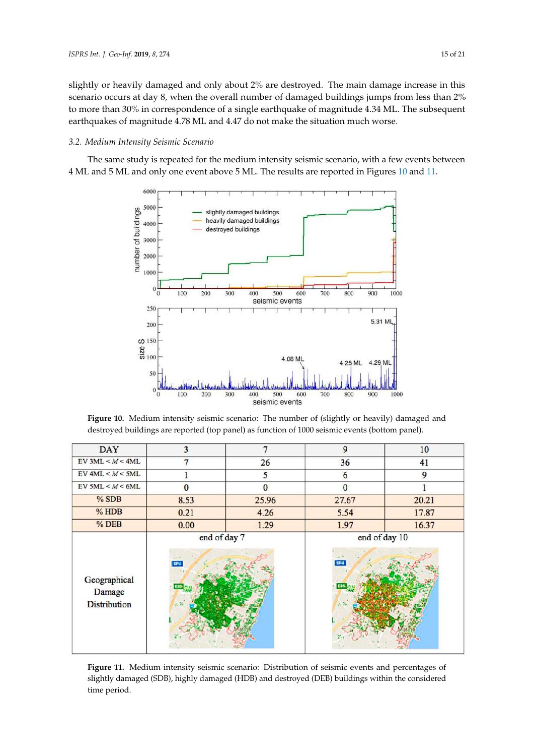slightly or heavily damaged and only about 2% are destroyed. The main damage increase in this scenario occurs at day 8, when the overall number of damaged buildings jumps from less than 2% to more than 30% in correspondence of a single earthquake of magnitude 4.34 ML. The subsequent earthquakes of magnitude 4.78 ML and 4.47 do not make the situation much worse.

### 3.2. Medium Intensity Seismic Scenario

The same study is repeated for the medium intensity seismic scenario, with a few events between 4 ML and 5 ML and only one event above 5 ML. The results are reported in Figures 10 and 11.

**Figure 10.** Medium intensity seismic scenario: The number of (slightly or heavily) damaged and destroyed buildings are reported (top panel) as function of 1000 seismic events (bottom panel).

| DAY | 3 | 7 | 9 | 10 |
|---|---|---|---|---|
| EV 3ML < $M$ < 4ML | 7 | 26 | 36 | 41 |
| EV 4ML < $M$ < 5ML | 1 | 5 | 6 | 9 |
| EV 5ML < $M$ < 6ML | 0 | 0 | 0 | 1 |
| % SDB | 8.53 | 25.96 | 27.67 | 20.21 |
| % HDB | 0.21 | 4.26 | 5.54 | 17.87 |
| % DEB | 0.00 | 1.29 | 1.97 | 16.37 |
| Geographical Damage Distribution | end of day 7 | | end of day 10 | |

**Figure 11.** Medium intensity seismic scenario: Distribution of seismic events and percentages of slightly damaged (SDB), highly damaged (HDB) and destroyed (DEB) buildings within the considered time period.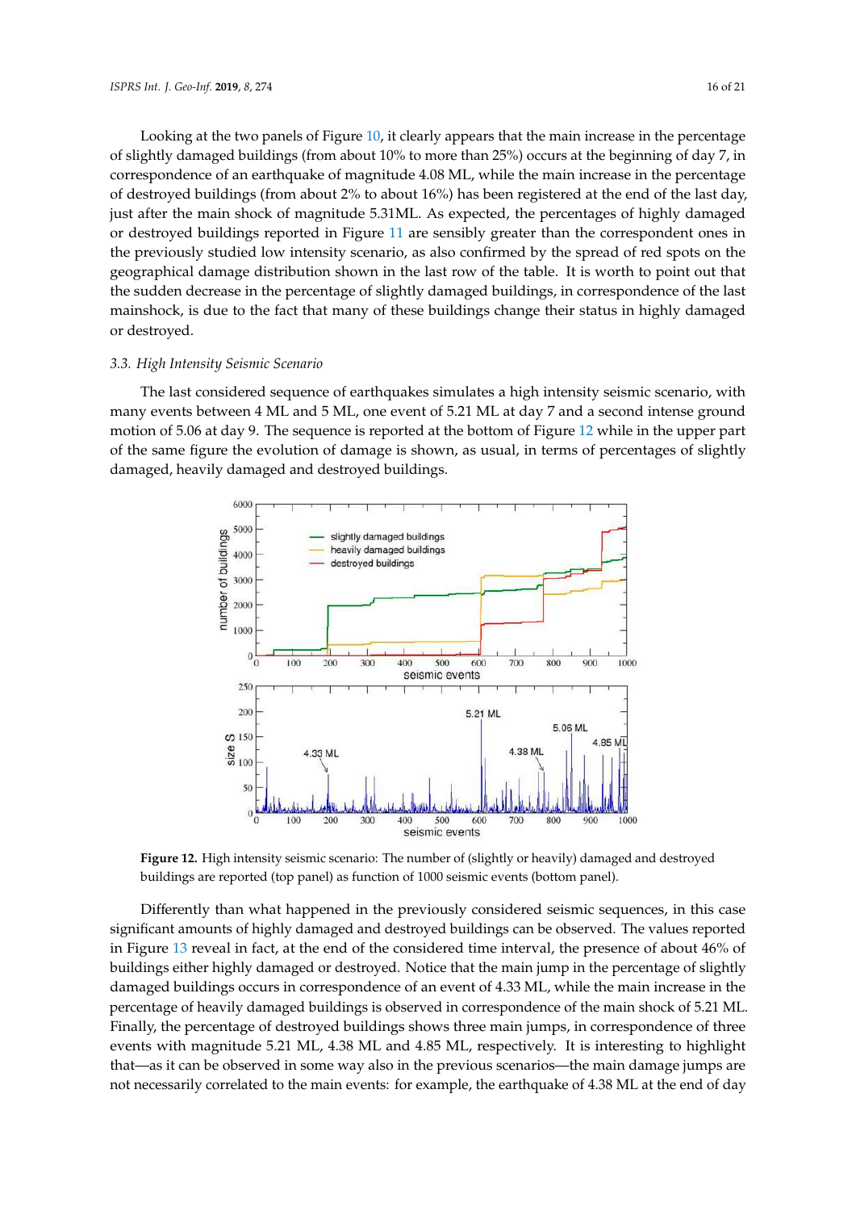Looking at the two panels of Figure 10, it clearly appears that the main increase in the percentage of slightly damaged buildings (from about 10% to more than 25%) occurs at the beginning of day 7, in correspondence of an earthquake of magnitude 4.08 ML, while the main increase in the percentage of destroyed buildings (from about 2% to about 16%) has been registered at the end of the last day, just after the main shock of magnitude 5.31ML. As expected, the percentages of highly damaged or destroyed buildings reported in Figure 11 are sensibly greater than the correspondent ones in the previously studied low intensity scenario, as also confirmed by the spread of red spots on the geographical damage distribution shown in the last row of the table. It is worth to point out that the sudden decrease in the percentage of slightly damaged buildings, in correspondence of the last mainshock, is due to the fact that many of these buildings change their status in highly damaged or destroyed.

### *3.3. High Intensity Seismic Scenario*

The last considered sequence of earthquakes simulates a high intensity seismic scenario, with many events between 4 ML and 5 ML, one event of 5.21 ML at day 7 and a second intense ground motion of 5.06 at day 9. The sequence is reported at the bottom of Figure 12 while in the upper part of the same figure the evolution of damage is shown, as usual, in terms of percentages of slightly damaged, heavily damaged and destroyed buildings.

**Figure 12.** High intensity seismic scenario: The number of (slightly or heavily) damaged and destroyed buildings are reported (top panel) as function of 1000 seismic events (bottom panel).

Differently than what happened in the previously considered seismic sequences, in this case significant amounts of highly damaged and destroyed buildings can be observed. The values reported in Figure 13 reveal in fact, at the end of the considered time interval, the presence of about 46% of buildings either highly damaged or destroyed. Notice that the main jump in the percentage of slightly damaged buildings occurs in correspondence of an event of 4.33 ML, while the main increase in the percentage of heavily damaged buildings is observed in correspondence of the main shock of 5.21 ML. Finally, the percentage of destroyed buildings shows three main jumps, in correspondence of three events with magnitude 5.21 ML, 4.38 ML and 4.85 ML, respectively. It is interesting to highlight that—as it can be observed in some way also in the previous scenarios—the main damage jumps are not necessarily correlated to the main events: for example, the earthquake of 4.38 ML at the end of day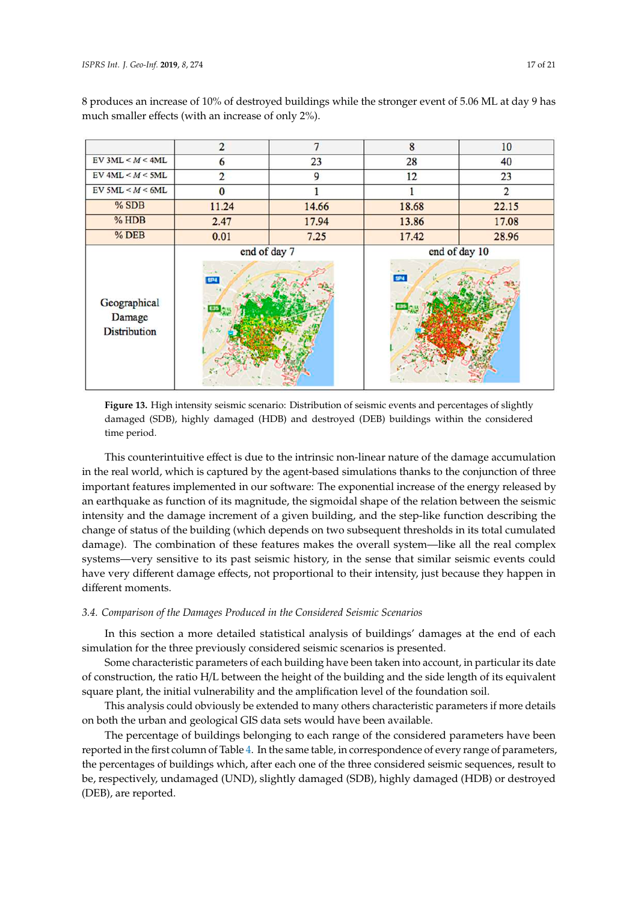8 produces an increase of 10% of destroyed buildings while the stronger event of 5.06 ML at day 9 has much smaller effects (with an increase of only 2%).

| | 2 | 7 | 8 | 10 |
|---|---|---|---|---|
| EV 3ML < $M$ < 4ML | 6 | 23 | 28 | 40 |
| EV 4ML < $M$ < 5ML | 2 | 9 | 12 | 23 |
| EV 5ML < $M$ < 6ML | 0 | 1 | 1 | 2 |
| % SDB | 11.24 | 14.66 | 18.68 | 22.15 |
| % HDB | 2.47 | 17.94 | 13.86 | 17.08 |
| % DEB | 0.01 | 7.25 | 17.42 | 28.96 |
| Geographical Damage Distribution | end of day 7 | | end of day 10 | |

**Figure 13.** High intensity seismic scenario: Distribution of seismic events and percentages of slightly damaged (SDB), highly damaged (HDB) and destroyed (DEB) buildings within the considered time period.

This counterintuitive effect is due to the intrinsic non-linear nature of the damage accumulation in the real world, which is captured by the agent-based simulations thanks to the conjunction of three important features implemented in our software: The exponential increase of the energy released by an earthquake as function of its magnitude, the sigmoidal shape of the relation between the seismic intensity and the damage increment of a given building, and the step-like function describing the change of status of the building (which depends on two subsequent thresholds in its total cumulated damage). The combination of these features makes the overall system—like all the real complex systems—very sensitive to its past seismic history, in the sense that similar seismic events could have very different damage effects, not proportional to their intensity, just because they happen in different moments.

### 3.4. Comparison of the Damages Produced in the Considered Seismic Scenarios

In this section a more detailed statistical analysis of buildings' damages at the end of each simulation for the three previously considered seismic scenarios is presented.

Some characteristic parameters of each building have been taken into account, in particular its date of construction, the ratio H/L between the height of the building and the side length of its equivalent square plant, the initial vulnerability and the amplification level of the foundation soil.

This analysis could obviously be extended to many others characteristic parameters if more details on both the urban and geological GIS data sets would have been available.

The percentage of buildings belonging to each range of the considered parameters have been reported in the first column of Table 4. In the same table, in correspondence of every range of parameters, the percentages of buildings which, after each one of the three considered seismic sequences, result to be, respectively, undamaged (UND), slightly damaged (SDB), highly damaged (HDB) or destroyed (DEB), are reported.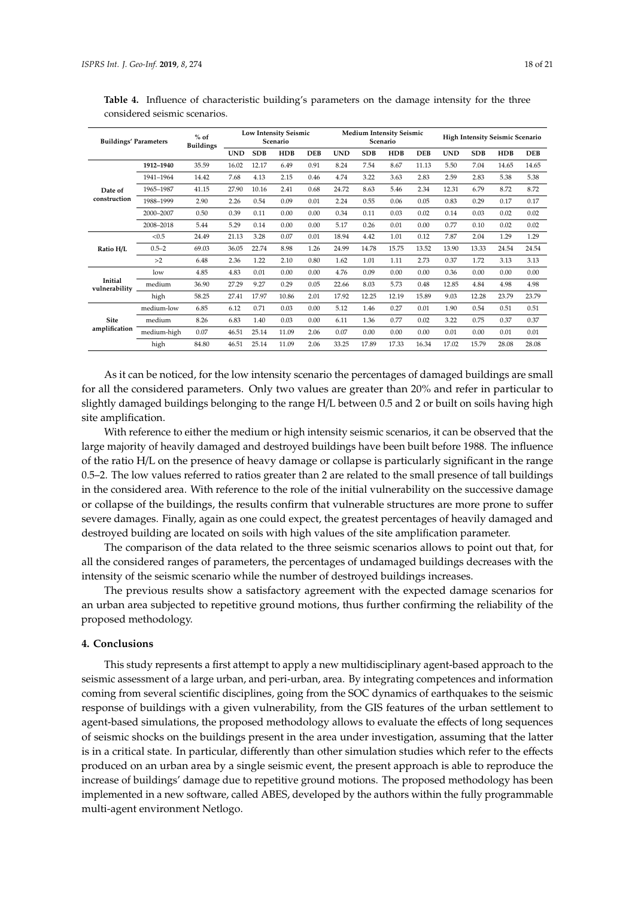**Table 4.** Influence of characteristic building's parameters on the damage intensity for the three considered seismic scenarios.

| Buildings' Parameters | | % of Buildings | Low Intensity Seismic Scenario | | | | Medium Intensity Seismic Scenario | | | | High Intensity Seismic Scenario | | | |
|---|---|---|---|---|---|---|---|---|---|---|---|---|---|---|
| | | | UND | SDB | HDB | DEB | UND | SDB | HDB | DEB | UND | SDB | HDB | DEB |
| Date of construction | **1912–1940** | 35.59 | 16.02 | 12.17 | 6.49 | 0.91 | 8.24 | 7.54 | 8.67 | 11.13 | 5.50 | 7.04 | 14.65 | 14.65 |
| | 1941–1964 | 14.42 | 7.68 | 4.13 | 2.15 | 0.46 | 4.74 | 3.22 | 3.63 | 2.83 | 2.59 | 2.83 | 5.38 | 5.38 |
| | 1965–1987 | 41.15 | 27.90 | 10.16 | 2.41 | 0.68 | 24.72 | 8.63 | 5.46 | 2.34 | 12.31 | 6.79 | 8.72 | 8.72 |
| | 1988–1999 | 2.90 | 2.26 | 0.54 | 0.09 | 0.01 | 2.24 | 0.55 | 0.06 | 0.05 | 0.83 | 0.29 | 0.17 | 0.17 |
| | 2000–2007 | 0.50 | 0.39 | 0.11 | 0.00 | 0.00 | 0.34 | 0.11 | 0.03 | 0.02 | 0.14 | 0.03 | 0.02 | 0.02 |
| | 2008–2018 | 5.44 | 5.29 | 0.14 | 0.00 | 0.00 | 5.17 | 0.26 | 0.01 | 0.00 | 0.77 | 0.10 | 0.02 | 0.02 |
| Ratio H/L | <0.5 | 24.49 | 21.13 | 3.28 | 0.07 | 0.01 | 18.94 | 4.42 | 1.01 | 0.12 | 7.87 | 2.04 | 1.29 | 1.29 |
| | 0.5–2 | 69.03 | 36.05 | 22.74 | 8.98 | 1.26 | 24.99 | 14.78 | 15.75 | 13.52 | 13.90 | 13.33 | 24.54 | 24.54 |
| | >2 | 6.48 | 2.36 | 1.22 | 2.10 | 0.80 | 1.62 | 1.01 | 1.11 | 2.73 | 0.37 | 1.72 | 3.13 | 3.13 |
| Initial vulnerability | low | 4.85 | 4.83 | 0.01 | 0.00 | 0.00 | 4.76 | 0.09 | 0.00 | 0.00 | 0.36 | 0.00 | 0.00 | 0.00 |
| | medium | 36.90 | 27.29 | 9.27 | 0.29 | 0.05 | 22.66 | 8.03 | 5.73 | 0.48 | 12.85 | 4.84 | 4.98 | 4.98 |
| | high | 58.25 | 27.41 | 17.97 | 10.86 | 2.01 | 17.92 | 12.25 | 12.19 | 15.89 | 9.03 | 12.28 | 23.79 | 23.79 |
| Site amplification | medium-low | 6.85 | 6.12 | 0.71 | 0.03 | 0.00 | 5.12 | 1.46 | 0.27 | 0.01 | 1.90 | 0.54 | 0.51 | 0.51 |
| | medium | 8.26 | 6.83 | 1.40 | 0.03 | 0.00 | 6.11 | 1.36 | 0.77 | 0.02 | 3.22 | 0.75 | 0.37 | 0.37 |
| | medium-high | 0.07 | 46.51 | 25.14 | 11.09 | 2.06 | 0.07 | 0.00 | 0.00 | 0.00 | 0.01 | 0.00 | 0.01 | 0.01 |
| | high | 84.80 | 46.51 | 25.14 | 11.09 | 2.06 | 33.25 | 17.89 | 17.33 | 16.34 | 17.02 | 15.79 | 28.08 | 28.08 |

As it can be noticed, for the low intensity scenario the percentages of damaged buildings are small for all the considered parameters. Only two values are greater than 20% and refer in particular to slightly damaged buildings belonging to the range H/L between 0.5 and 2 or built on soils having high site amplification.

With reference to either the medium or high intensity seismic scenarios, it can be observed that the large majority of heavily damaged and destroyed buildings have been built before 1988. The influence of the ratio H/L on the presence of heavy damage or collapse is particularly significant in the range 0.5–2. The low values referred to ratios greater than 2 are related to the small presence of tall buildings in the considered area. With reference to the role of the initial vulnerability on the successive damage or collapse of the buildings, the results confirm that vulnerable structures are more prone to suffer severe damages. Finally, again as one could expect, the greatest percentages of heavily damaged and destroyed building are located on soils with high values of the site amplification parameter.

The comparison of the data related to the three seismic scenarios allows to point out that, for all the considered ranges of parameters, the percentages of undamaged buildings decreases with the intensity of the seismic scenario while the number of destroyed buildings increases.

The previous results show a satisfactory agreement with the expected damage scenarios for an urban area subjected to repetitive ground motions, thus further confirming the reliability of the proposed methodology.

## 4. Conclusions

This study represents a first attempt to apply a new multidisciplinary agent-based approach to the seismic assessment of a large urban, and peri-urban, area. By integrating competences and information coming from several scientific disciplines, going from the SOC dynamics of earthquakes to the seismic response of buildings with a given vulnerability, from the GIS features of the urban settlement to agent-based simulations, the proposed methodology allows to evaluate the effects of long sequences of seismic shocks on the buildings present in the area under investigation, assuming that the latter is in a critical state. In particular, differently than other simulation studies which refer to the effects produced on an urban area by a single seismic event, the present approach is able to reproduce the increase of buildings' damage due to repetitive ground motions. The proposed methodology has been implemented in a new software, called ABES, developed by the authors within the fully programmable multi-agent environment Netlogo.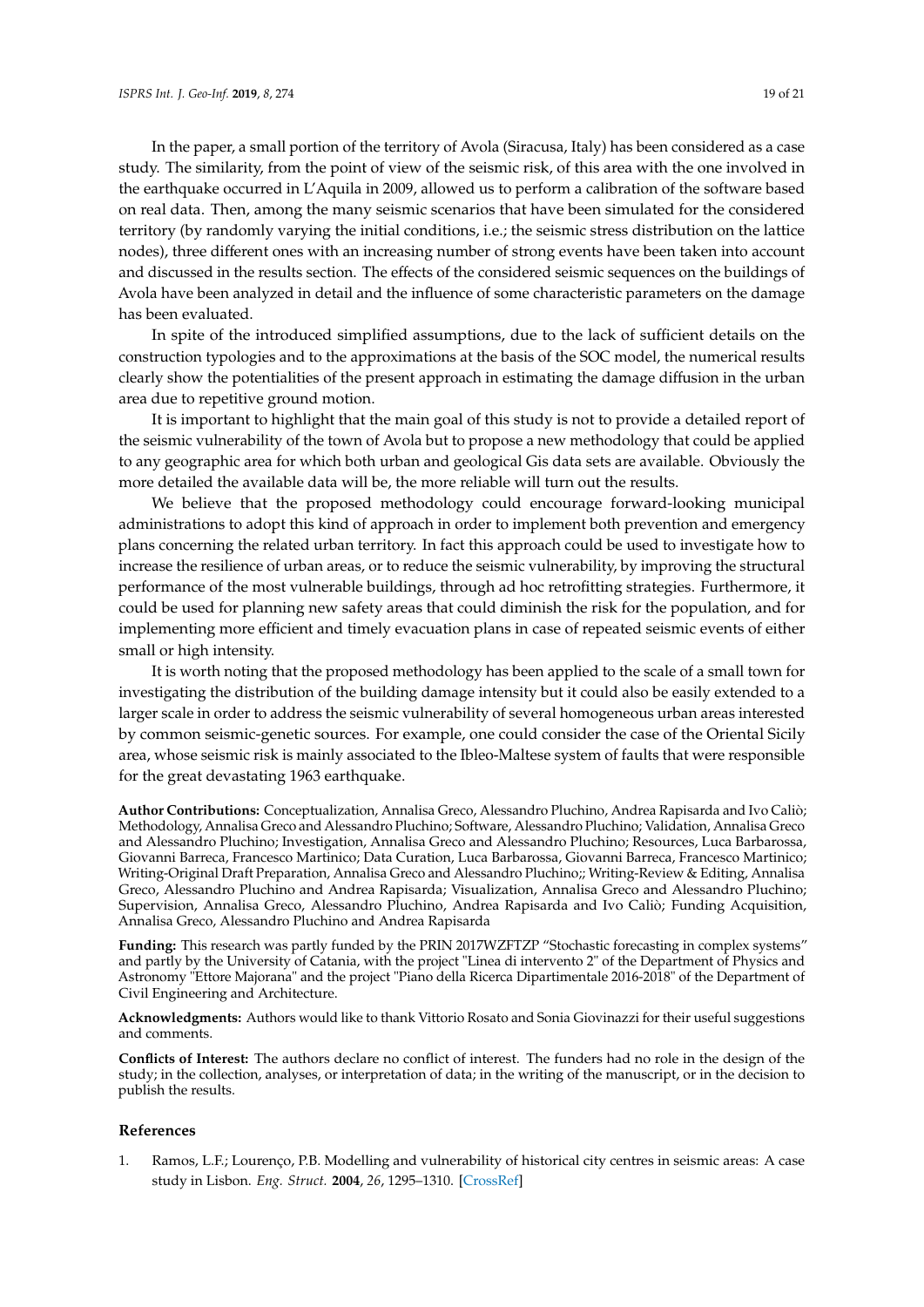In the paper, a small portion of the territory of Avola (Siracusa, Italy) has been considered as a case study. The similarity, from the point of view of the seismic risk, of this area with the one involved in the earthquake occurred in L'Aquila in 2009, allowed us to perform a calibration of the software based on real data. Then, among the many seismic scenarios that have been simulated for the considered territory (by randomly varying the initial conditions, i.e.; the seismic stress distribution on the lattice nodes), three different ones with an increasing number of strong events have been taken into account and discussed in the results section. The effects of the considered seismic sequences on the buildings of Avola have been analyzed in detail and the influence of some characteristic parameters on the damage has been evaluated.

In spite of the introduced simplified assumptions, due to the lack of sufficient details on the construction typologies and to the approximations at the basis of the SOC model, the numerical results clearly show the potentialities of the present approach in estimating the damage diffusion in the urban area due to repetitive ground motion.

It is important to highlight that the main goal of this study is not to provide a detailed report of the seismic vulnerability of the town of Avola but to propose a new methodology that could be applied to any geographic area for which both urban and geological Gis data sets are available. Obviously the more detailed the available data will be, the more reliable will turn out the results.

We believe that the proposed methodology could encourage forward-looking municipal administrations to adopt this kind of approach in order to implement both prevention and emergency plans concerning the related urban territory. In fact this approach could be used to investigate how to increase the resilience of urban areas, or to reduce the seismic vulnerability, by improving the structural performance of the most vulnerable buildings, through ad hoc retrofitting strategies. Furthermore, it could be used for planning new safety areas that could diminish the risk for the population, and for implementing more efficient and timely evacuation plans in case of repeated seismic events of either small or high intensity.

It is worth noting that the proposed methodology has been applied to the scale of a small town for investigating the distribution of the building damage intensity but it could also be easily extended to a larger scale in order to address the seismic vulnerability of several homogeneous urban areas interested by common seismic-genetic sources. For example, one could consider the case of the Oriental Sicily area, whose seismic risk is mainly associated to the Ibleo-Maltese system of faults that were responsible for the great devastating 1963 earthquake.

**Author Contributions:** Conceptualization, Annalisa Greco, Alessandro Pluchino, Andrea Rapisarda and Ivo Caliò; Methodology, Annalisa Greco and Alessandro Pluchino; Software, Alessandro Pluchino; Validation, Annalisa Greco and Alessandro Pluchino; Investigation, Annalisa Greco and Alessandro Pluchino; Resources, Luca Barbarossa, Giovanni Barreca, Francesco Martinico; Data Curation, Luca Barbarossa, Giovanni Barreca, Francesco Martinico; Writing-Original Draft Preparation, Annalisa Greco and Alessandro Pluchino;; Writing-Review & Editing, Annalisa Greco, Alessandro Pluchino and Andrea Rapisarda; Visualization, Annalisa Greco and Alessandro Pluchino; Supervision, Annalisa Greco, Alessandro Pluchino, Andrea Rapisarda and Ivo Caliò; Funding Acquisition, Annalisa Greco, Alessandro Pluchino and Andrea Rapisarda

**Funding:** This research was partly funded by the PRIN 2017WZFTZP "Stochastic forecasting in complex systems" and partly by the University of Catania, with the project "Linea di intervento 2" of the Department of Physics and Astronomy "Ettore Majorana" and the project "Piano della Ricerca Dipartimentale 2016-2018" of the Department of Civil Engineering and Architecture.

**Acknowledgments:** Authors would like to thank Vittorio Rosato and Sonia Giovinazzi for their useful suggestions and comments.

**Conflicts of Interest:** The authors declare no conflict of interest. The funders had no role in the design of the study; in the collection, analyses, or interpretation of data; in the writing of the manuscript, or in the decision to publish the results.

## References

1. Ramos, L.F.; Lourenço, P.B. Modelling and vulnerability of historical city centres in seismic areas: A case study in Lisbon. *Eng. Struct.* **2004**, *26*, 1295–1310. [CrossRef]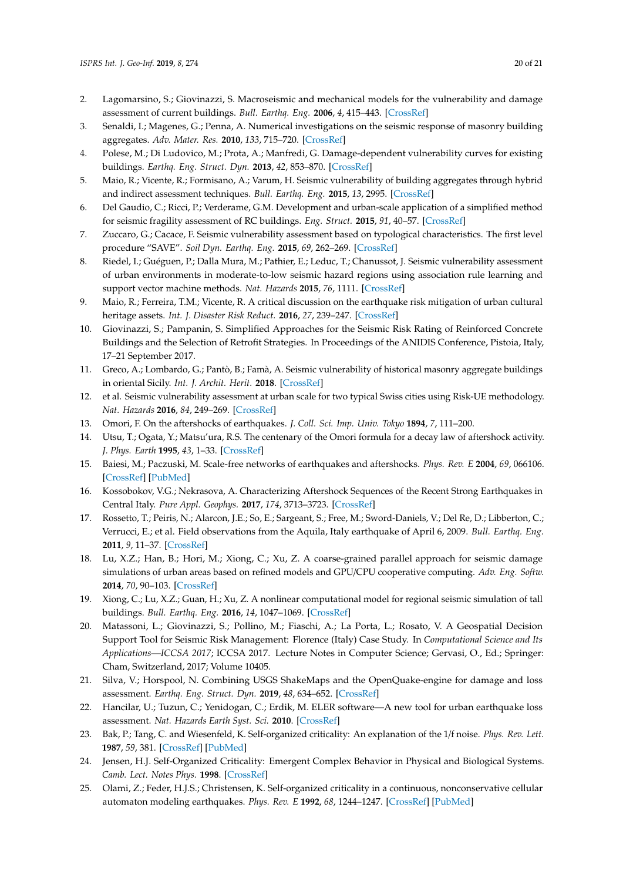2. Lagomarsino, S.; Giovinazzi, S. Macroseismic and mechanical models for the vulnerability and damage assessment of current buildings. *Bull. Earthq. Eng.* **2006**, *4*, 415–443. [CrossRef]
3. Senaldi, I.; Magenes, G.; Penna, A. Numerical investigations on the seismic response of masonry building aggregates. *Adv. Mater. Res.* **2010**, *133*, 715–720. [CrossRef]
4. Polese, M.; Di Ludovico, M.; Prota, A.; Manfredi, G. Damage-dependent vulnerability curves for existing buildings. *Earthq. Eng. Struct. Dyn.* **2013**, *42*, 853–870. [CrossRef]
5. Maio, R.; Vicente, R.; Formisano, A.; Varum, H. Seismic vulnerability of building aggregates through hybrid and indirect assessment techniques. *Bull. Earthq. Eng.* **2015**, *13*, 2995. [CrossRef]
6. Del Gaudio, C.; Ricci, P.; Verderame, G.M. Development and urban-scale application of a simplified method for seismic fragility assessment of RC buildings. *Eng. Struct.* **2015**, *91*, 40–57. [CrossRef]
7. Zuccaro, G.; Cacace, F. Seismic vulnerability assessment based on typological characteristics. The first level procedure "SAVE". *Soil Dyn. Earthq. Eng.* **2015**, *69*, 262–269. [CrossRef]
8. Riedel, I.; Guéguen, P.; Dalla Mura, M.; Pathier, E.; Leduc, T.; Chanussot, J. Seismic vulnerability assessment of urban environments in moderate-to-low seismic hazard regions using association rule learning and support vector machine methods. *Nat. Hazards* **2015**, *76*, 1111. [CrossRef]
9. Maio, R.; Ferreira, T.M.; Vicente, R. A critical discussion on the earthquake risk mitigation of urban cultural heritage assets. *Int. J. Disaster Risk Reduct.* **2016**, *27*, 239–247. [CrossRef]
10. Giovinazzi, S.; Pampanin, S. Simplified Approaches for the Seismic Risk Rating of Reinforced Concrete Buildings and the Selection of Retrofit Strategies. In Proceedings of the ANIDIS Conference, Pistoia, Italy, 17–21 September 2017.
11. Greco, A.; Lombardo, G.; Pantò, B.; Famà, A. Seismic vulnerability of historical masonry aggregate buildings in oriental Sicily. *Int. J. Archit. Herit.* **2018**. [CrossRef]
12. et al. Seismic vulnerability assessment at urban scale for two typical Swiss cities using Risk-UE methodology. *Nat. Hazards* **2016**, *84*, 249–269. [CrossRef]
13. Omori, F. On the aftershocks of earthquakes. *J. Coll. Sci. Imp. Univ. Tokyo* **1894**, *7*, 111–200.
14. Utsu, T.; Ogata, Y.; Matsu'ura, R.S. The centenary of the Omori formula for a decay law of aftershock activity. *J. Phys. Earth* **1995**, *43*, 1–33. [CrossRef]
15. Baiesi, M.; Paczuski, M. Scale-free networks of earthquakes and aftershocks. *Phys. Rev. E* **2004**, *69*, 066106. [CrossRef] [PubMed]
16. Kossobokov, V.G.; Nekrasova, A. Characterizing Aftershock Sequences of the Recent Strong Earthquakes in Central Italy. *Pure Appl. Geophys.* **2017**, *174*, 3713–3723. [CrossRef]
17. Rossetto, T.; Peiris, N.; Alarcon, J.E.; So, E.; Sargeant, S.; Free, M.; Sword-Daniels, V.; Del Re, D.; Libberton, C.; Verrucci, E.; et al. Field observations from the Aquila, Italy earthquake of April 6, 2009. *Bull. Earthq. Eng.* **2011**, *9*, 11–37. [CrossRef]
18. Lu, X.Z.; Han, B.; Hori, M.; Xiong, C.; Xu, Z. A coarse-grained parallel approach for seismic damage simulations of urban areas based on refined models and GPU/CPU cooperative computing. *Adv. Eng. Softw.* **2014**, *70*, 90–103. [CrossRef]
19. Xiong, C.; Lu, X.Z.; Guan, H.; Xu, Z. A nonlinear computational model for regional seismic simulation of tall buildings. *Bull. Earthq. Eng.* **2016**, *14*, 1047–1069. [CrossRef]
20. Matassoni, L.; Giovinazzi, S.; Pollino, M.; Fiaschi, A.; La Porta, L.; Rosato, V. A Geospatial Decision Support Tool for Seismic Risk Management: Florence (Italy) Case Study. In *Computational Science and Its Applications—ICCSA 2017*; ICCSA 2017. Lecture Notes in Computer Science; Gervasi, O., Ed.; Springer: Cham, Switzerland, 2017; Volume 10405.
21. Silva, V.; Horspool, N. Combining USGS ShakeMaps and the OpenQuake-engine for damage and loss assessment. *Earthq. Eng. Struct. Dyn.* **2019**, *48*, 634–652. [CrossRef]
22. Hancilar, U.; Tuzun, C.; Yenidogan, C.; Erdik, M. ELER software—A new tool for urban earthquake loss assessment. *Nat. Hazards Earth Syst. Sci.* **2010**. [CrossRef]
23. Bak, P.; Tang, C. and Wiesenfeld, K. Self-organized criticality: An explanation of the 1/f noise. *Phys. Rev. Lett.* **1987**, *59*, 381. [CrossRef] [PubMed]
24. Jensen, H.J. Self-Organized Criticality: Emergent Complex Behavior in Physical and Biological Systems. *Camb. Lect. Notes Phys.* **1998**. [CrossRef]
25. Olami, Z.; Feder, H.J.S.; Christensen, K. Self-organized criticality in a continuous, nonconservative cellular automaton modeling earthquakes. *Phys. Rev. E* **1992**, *68*, 1244–1247. [CrossRef] [PubMed]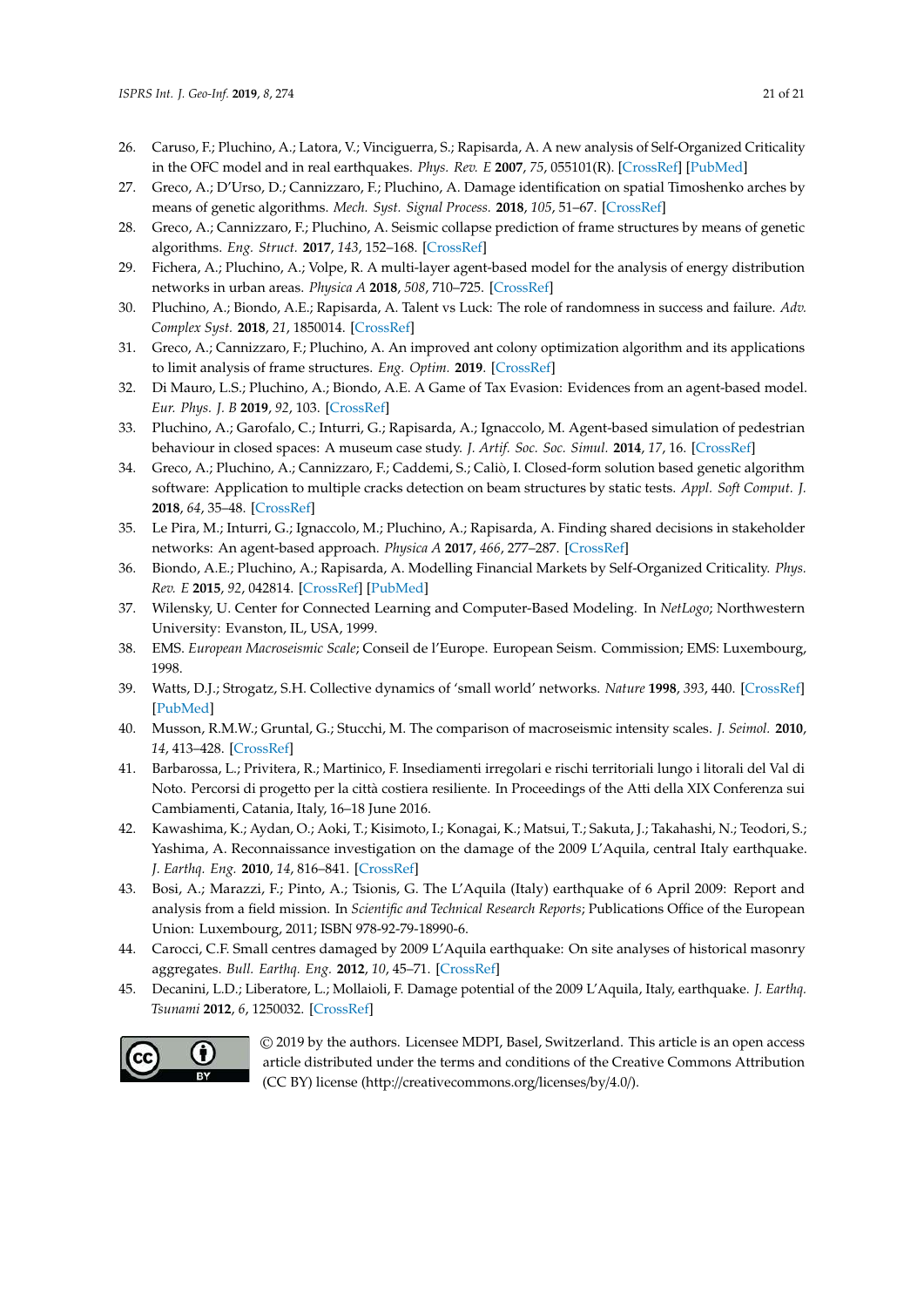26. Caruso, F.; Pluchino, A.; Latora, V.; Vinciguerra, S.; Rapisarda, A. A new analysis of Self-Organized Criticality in the OFC model and in real earthquakes. *Phys. Rev. E* **2007**, *75*, 055101(R). [CrossRef] [PubMed]
27. Greco, A.; D'Urso, D.; Cannizzaro, F.; Pluchino, A. Damage identification on spatial Timoshenko arches by means of genetic algorithms. *Mech. Syst. Signal Process.* **2018**, *105*, 51–67. [CrossRef]
28. Greco, A.; Cannizzaro, F.; Pluchino, A. Seismic collapse prediction of frame structures by means of genetic algorithms. *Eng. Struct.* **2017**, *143*, 152–168. [CrossRef]
29. Fichera, A.; Pluchino, A.; Volpe, R. A multi-layer agent-based model for the analysis of energy distribution networks in urban areas. *Physica A* **2018**, *508*, 710–725. [CrossRef]
30. Pluchino, A.; Biondo, A.E.; Rapisarda, A. Talent vs Luck: The role of randomness in success and failure. *Adv. Complex Syst.* **2018**, *21*, 1850014. [CrossRef]
31. Greco, A.; Cannizzaro, F.; Pluchino, A. An improved ant colony optimization algorithm and its applications to limit analysis of frame structures. *Eng. Optim.* **2019**. [CrossRef]
32. Di Mauro, L.S.; Pluchino, A.; Biondo, A.E. A Game of Tax Evasion: Evidences from an agent-based model. *Eur. Phys. J. B* **2019**, *92*, 103. [CrossRef]
33. Pluchino, A.; Garofalo, C.; Inturri, G.; Rapisarda, A.; Ignaccolo, M. Agent-based simulation of pedestrian behaviour in closed spaces: A museum case study. *J. Artif. Soc. Soc. Simul.* **2014**, *17*, 16. [CrossRef]
34. Greco, A.; Pluchino, A.; Cannizzaro, F.; Caddemi, S.; Caliò, I. Closed-form solution based genetic algorithm software: Application to multiple cracks detection on beam structures by static tests. *Appl. Soft Comput. J.* **2018**, *64*, 35–48. [CrossRef]
35. Le Pira, M.; Inturri, G.; Ignaccolo, M.; Pluchino, A.; Rapisarda, A. Finding shared decisions in stakeholder networks: An agent-based approach. *Physica A* **2017**, *466*, 277–287. [CrossRef]
36. Biondo, A.E.; Pluchino, A.; Rapisarda, A. Modelling Financial Markets by Self-Organized Criticality. *Phys. Rev. E* **2015**, *92*, 042814. [CrossRef] [PubMed]
37. Wilensky, U. Center for Connected Learning and Computer-Based Modeling. In *NetLogo*; Northwestern University: Evanston, IL, USA, 1999.
38. EMS. *European Macroseismic Scale*; Conseil de l'Europe. European Seism. Commission; EMS: Luxembourg, 1998.
39. Watts, D.J.; Strogatz, S.H. Collective dynamics of 'small world' networks. *Nature* **1998**, *393*, 440. [CrossRef] [PubMed]
40. Musson, R.M.W.; Gruntal, G.; Stucchi, M. The comparison of macroseismic intensity scales. *J. Seimol.* **2010**, *14*, 413–428. [CrossRef]
41. Barbarossa, L.; Privitera, R.; Martinico, F. Insediamenti irregolari e rischi territoriali lungo i litorali del Val di Noto. Percorsi di progetto per la città costiera resiliente. In Proceedings of the Atti della XIX Conferenza sui Cambiamenti, Catania, Italy, 16–18 June 2016.
42. Kawashima, K.; Aydan, O.; Aoki, T.; Kisimoto, I.; Konagai, K.; Matsui, T.; Sakuta, J.; Takahashi, N.; Teodori, S.; Yashima, A. Reconnaissance investigation on the damage of the 2009 L'Aquila, central Italy earthquake. *J. Earthq. Eng.* **2010**, *14*, 816–841. [CrossRef]
43. Bosi, A.; Marazzi, F.; Pinto, A.; Tsionis, G. The L'Aquila (Italy) earthquake of 6 April 2009: Report and analysis from a field mission. In *Scientific and Technical Research Reports*; Publications Office of the European Union: Luxembourg, 2011; ISBN 978-92-79-18990-6.
44. Carocci, C.F. Small centres damaged by 2009 L'Aquila earthquake: On site analyses of historical masonry aggregates. *Bull. Earthq. Eng.* **2012**, *10*, 45–71. [CrossRef]
45. Decanini, L.D.; Liberatore, L.; Mollaioli, F. Damage potential of the 2009 L'Aquila, Italy, earthquake. *J. Earthq. Tsunami* **2012**, *6*, 1250032. [CrossRef]

© 2019 by the authors. Licensee MDPI, Basel, Switzerland. This article is an open access article distributed under the terms and conditions of the Creative Commons Attribution (CC BY) license (http://creativecommons.org/licenses/by/4.0/).